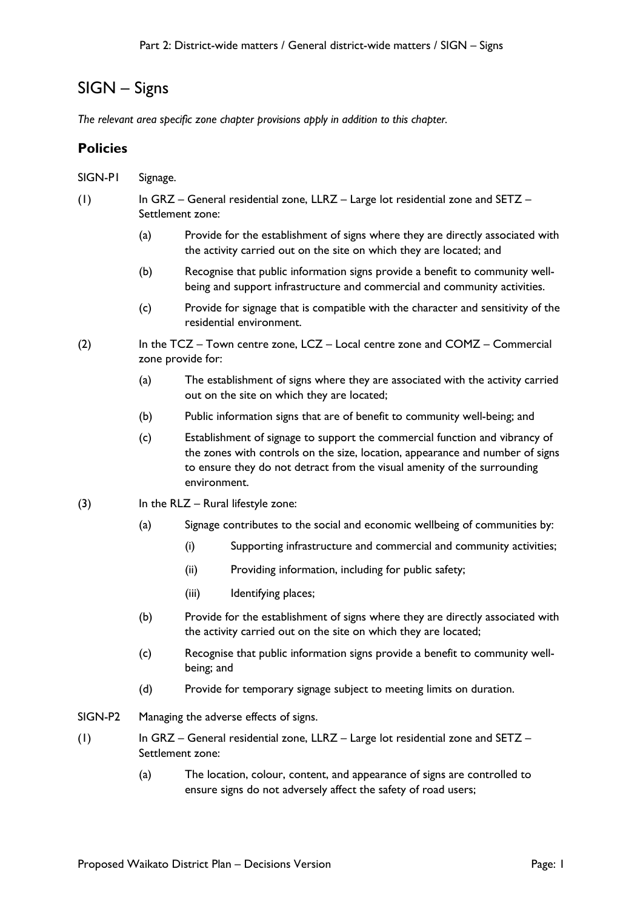# SIGN – Signs

*The relevant area specific zone chapter provisions apply in addition to this chapter.*

## Policies

SIGN-P1 Signage.

(1) In GRZ – General residential zone, LLRZ – Large lot residential zone and SETZ – Settlement zone:

- (a) Provide for the establishment of signs where they are directly associated with the activity carried out on the site on which they are located; and
- (b) Recognise that public information signs provide a benefit to community well-being and support infrastructure and commercial and community activities.
- (c) Provide for signage that is compatible with the character and sensitivity of the residential environment.

(2) In the TCZ – Town centre zone, LCZ – Local centre zone and COMZ – Commercial zone provide for:

- (a) The establishment of signs where they are associated with the activity carried out on the site on which they are located;
- (b) Public information signs that are of benefit to community well-being; and
- (c) Establishment of signage to support the commercial function and vibrancy of the zones with controls on the size, location, appearance and number of signs to ensure they do not detract from the visual amenity of the surrounding environment.

(3) In the RLZ – Rural lifestyle zone:

- (a) Signage contributes to the social and economic wellbeing of communities by:
  - (i) Supporting infrastructure and commercial and community activities;
  - (ii) Providing information, including for public safety;
  - (iii) Identifying places;
- (b) Provide for the establishment of signs where they are directly associated with the activity carried out on the site on which they are located;
- (c) Recognise that public information signs provide a benefit to community well-being; and
- (d) Provide for temporary signage subject to meeting limits on duration.

SIGN-P2 Managing the adverse effects of signs.

(1) In GRZ – General residential zone, LLRZ – Large lot residential zone and SETZ – Settlement zone:

- (a) The location, colour, content, and appearance of signs are controlled to ensure signs do not adversely affect the safety of road users;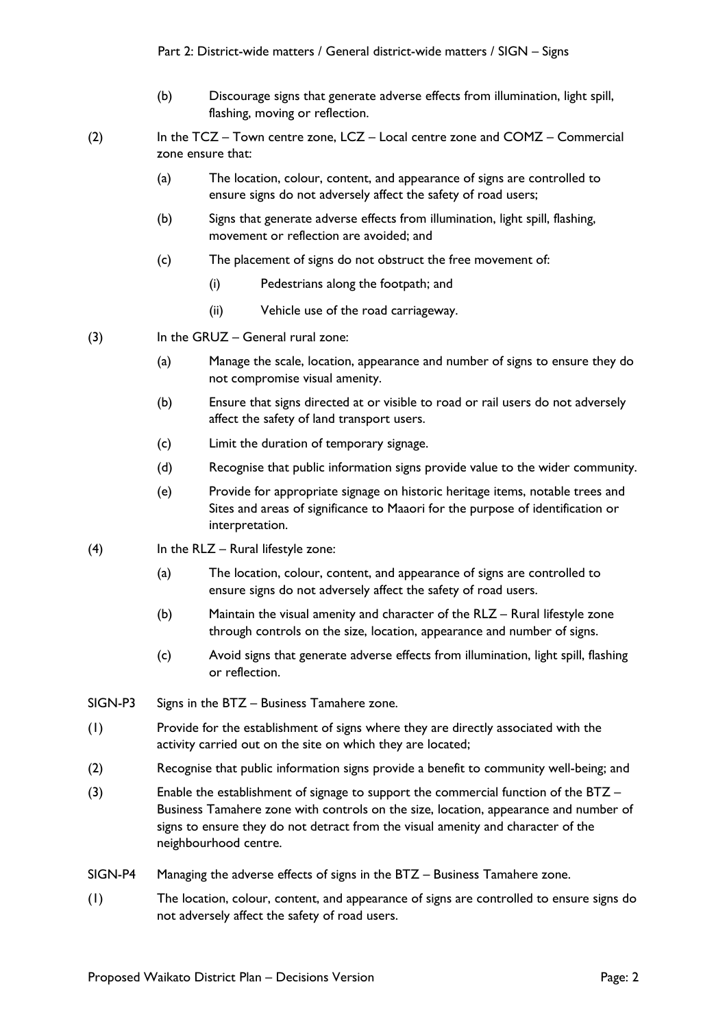(b) Discourage signs that generate adverse effects from illumination, light spill, flashing, moving or reflection.

(2) In the TCZ – Town centre zone, LCZ – Local centre zone and COMZ – Commercial zone ensure that:

(a) The location, colour, content, and appearance of signs are controlled to ensure signs do not adversely affect the safety of road users;

(b) Signs that generate adverse effects from illumination, light spill, flashing, movement or reflection are avoided; and

(c) The placement of signs do not obstruct the free movement of:

(i) Pedestrians along the footpath; and

(ii) Vehicle use of the road carriageway.

(3) In the GRUZ – General rural zone:

(a) Manage the scale, location, appearance and number of signs to ensure they do not compromise visual amenity.

(b) Ensure that signs directed at or visible to road or rail users do not adversely affect the safety of land transport users.

(c) Limit the duration of temporary signage.

(d) Recognise that public information signs provide value to the wider community.

(e) Provide for appropriate signage on historic heritage items, notable trees and Sites and areas of significance to Maaori for the purpose of identification or interpretation.

(4) In the RLZ – Rural lifestyle zone:

(a) The location, colour, content, and appearance of signs are controlled to ensure signs do not adversely affect the safety of road users.

(b) Maintain the visual amenity and character of the RLZ – Rural lifestyle zone through controls on the size, location, appearance and number of signs.

(c) Avoid signs that generate adverse effects from illumination, light spill, flashing or reflection.

SIGN-P3 Signs in the BTZ – Business Tamahere zone.

(1) Provide for the establishment of signs where they are directly associated with the activity carried out on the site on which they are located;

(2) Recognise that public information signs provide a benefit to community well-being; and

(3) Enable the establishment of signage to support the commercial function of the BTZ – Business Tamahere zone with controls on the size, location, appearance and number of signs to ensure they do not detract from the visual amenity and character of the neighbourhood centre.

SIGN-P4 Managing the adverse effects of signs in the BTZ – Business Tamahere zone.

(1) The location, colour, content, and appearance of signs are controlled to ensure signs do not adversely affect the safety of road users.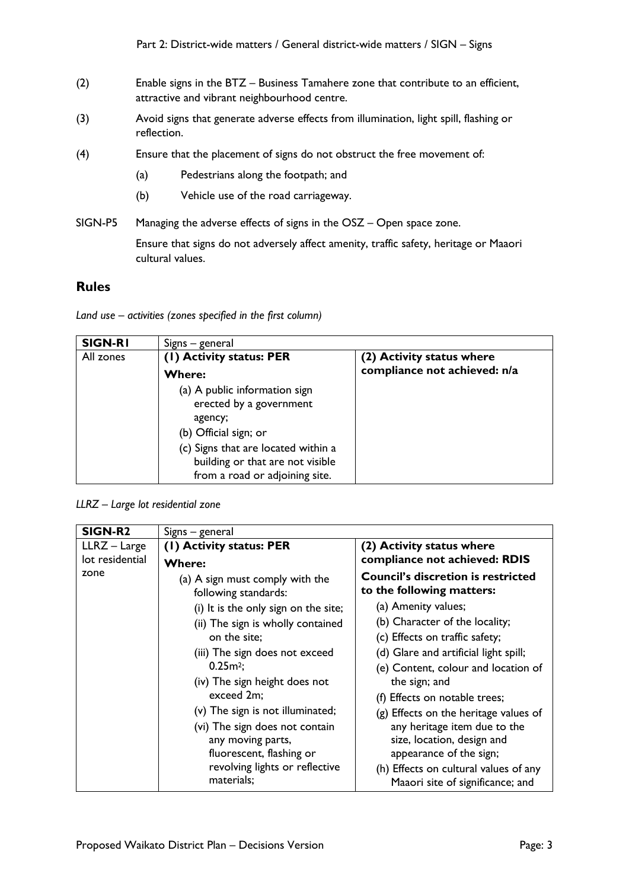(2) Enable signs in the BTZ – Business Tamahere zone that contribute to an efficient, attractive and vibrant neighbourhood centre.

(3) Avoid signs that generate adverse effects from illumination, light spill, flashing or reflection.

(4) Ensure that the placement of signs do not obstruct the free movement of:

- (a) Pedestrians along the footpath; and
- (b) Vehicle use of the road carriageway.

SIGN-P5 Managing the adverse effects of signs in the OSZ – Open space zone.

Ensure that signs do not adversely affect amenity, traffic safety, heritage or Maaori cultural values.

## Rules

*Land use – activities (zones specified in the first column)*

| **SIGN-R1** | Signs – general | |
|---|---|---|
| All zones | **(1) Activity status: PER**<br>**Where:**<br>(a) A public information sign erected by a government agency;<br>(b) Official sign; or<br>(c) Signs that are located within a building or that are not visible from a road or adjoining site. | **(2) Activity status where compliance not achieved: n/a** |

*LLRZ – Large lot residential zone*

| **SIGN-R2** | Signs – general | |
|---|---|---|
| LLRZ – Large lot residential zone | **(1) Activity status: PER**<br>**Where:**<br>(a) A sign must comply with the following standards:<br>(i) It is the only sign on the site;<br>(ii) The sign is wholly contained on the site;<br>(iii) The sign does not exceed $0.25m^2$;<br>(iv) The sign height does not exceed 2m;<br>(v) The sign is not illuminated;<br>(vi) The sign does not contain any moving parts, fluorescent, flashing or revolving lights or reflective materials; | **(2) Activity status where compliance not achieved: RDIS**<br>**Council's discretion is restricted to the following matters:**<br>(a) Amenity values;<br>(b) Character of the locality;<br>(c) Effects on traffic safety;<br>(d) Glare and artificial light spill;<br>(e) Content, colour and location of the sign; and<br>(f) Effects on notable trees;<br>(g) Effects on the heritage values of any heritage item due to the size, location, design and appearance of the sign;<br>(h) Effects on cultural values of any Maaori site of significance; and |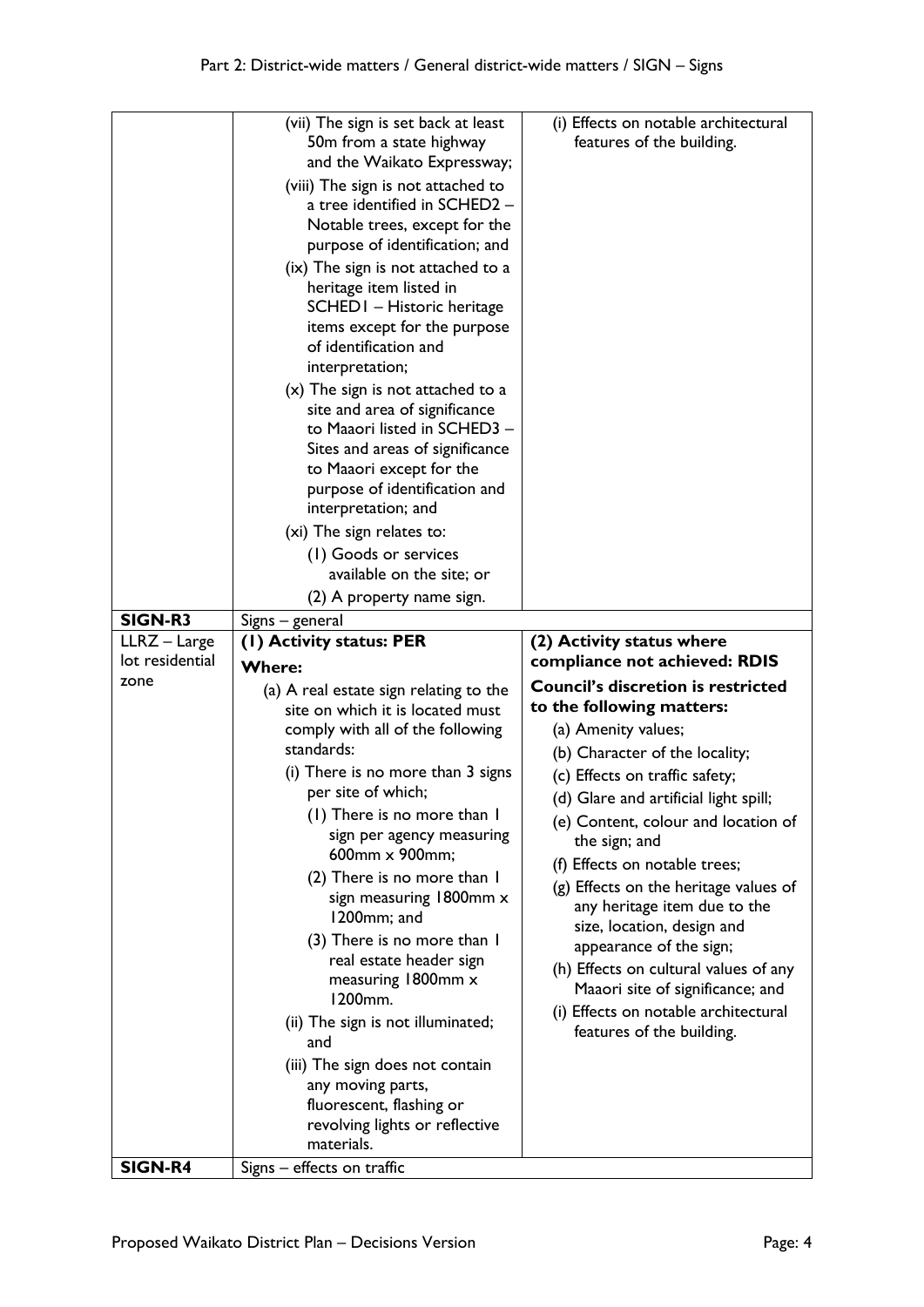| | | |
|---|---|---|
| | (vii) The sign is set back at least 50m from a state highway and the Waikato Expressway;<br>(viii) The sign is not attached to a tree identified in SCHED2 – Notable trees, except for the purpose of identification; and<br>(ix) The sign is not attached to a heritage item listed in SCHED1 – Historic heritage items except for the purpose of identification and interpretation;<br>(x) The sign is not attached to a site and area of significance to Maaori listed in SCHED3 – Sites and areas of significance to Maaori except for the purpose of identification and interpretation; and<br>(xi) The sign relates to:<br>(1) Goods or services available on the site; or<br>(2) A property name sign. | (i) Effects on notable architectural features of the building. |
| **SIGN-R3** | Signs – general | |
| LLRZ – Large lot residential zone | **(1) Activity status: PER**<br>**Where:**<br>(a) A real estate sign relating to the site on which it is located must comply with all of the following standards:<br>(i) There is no more than 3 signs per site of which;<br>(1) There is no more than 1 sign per agency measuring 600mm x 900mm;<br>(2) There is no more than 1 sign measuring 1800mm x 1200mm; and<br>(3) There is no more than 1 real estate header sign measuring 1800mm x 1200mm.<br>(ii) The sign is not illuminated; and<br>(iii) The sign does not contain any moving parts, fluorescent, flashing or revolving lights or reflective materials. | **(2) Activity status where compliance not achieved: RDIS**<br>**Council's discretion is restricted to the following matters:**<br>(a) Amenity values;<br>(b) Character of the locality;<br>(c) Effects on traffic safety;<br>(d) Glare and artificial light spill;<br>(e) Content, colour and location of the sign; and<br>(f) Effects on notable trees;<br>(g) Effects on the heritage values of any heritage item due to the size, location, design and appearance of the sign;<br>(h) Effects on cultural values of any Maaori site of significance; and<br>(i) Effects on notable architectural features of the building. |
| **SIGN-R4** | Signs – effects on traffic | |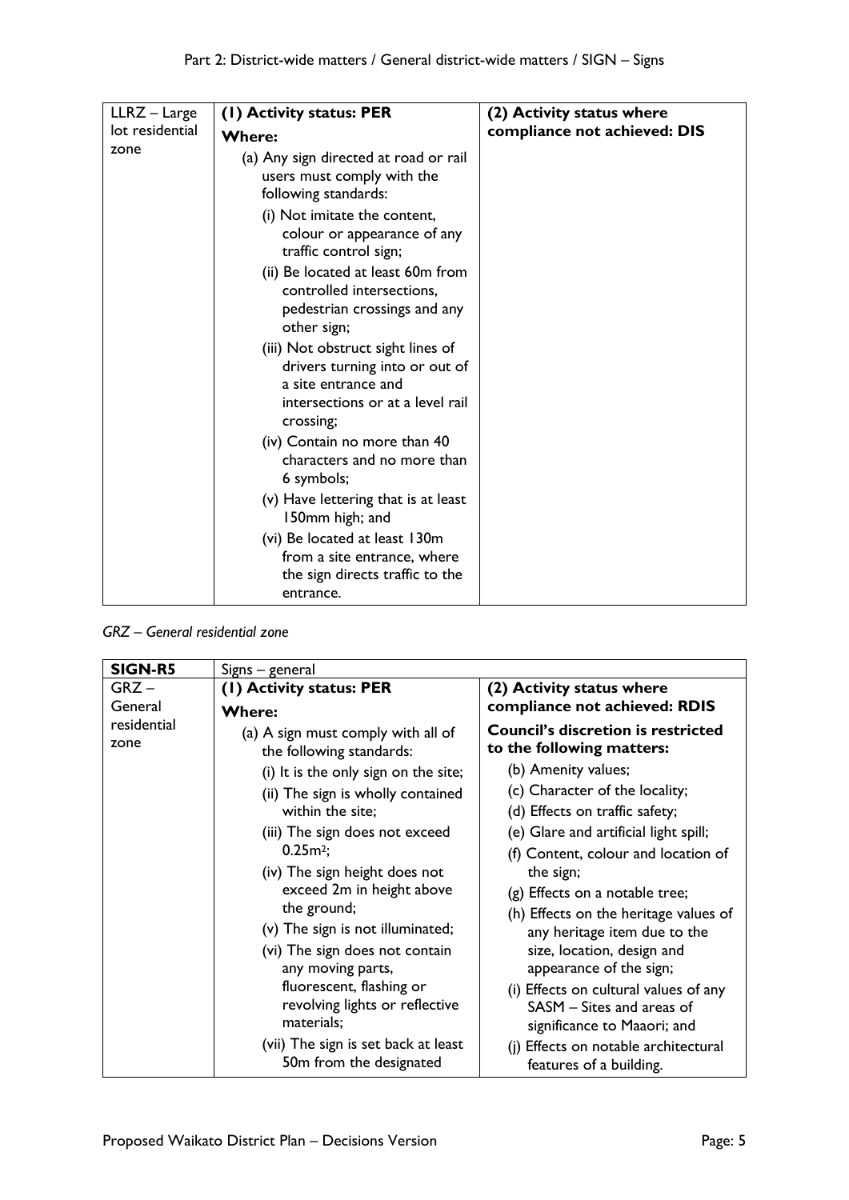| LLRZ – Large lot residential zone | **(1) Activity status: PER**<br>**Where:**<br>(a) Any sign directed at road or rail users must comply with the following standards:<br>(i) Not imitate the content, colour or appearance of any traffic control sign;<br>(ii) Be located at least 60m from controlled intersections, pedestrian crossings and any other sign;<br>(iii) Not obstruct sight lines of drivers turning into or out of a site entrance and intersections or at a level rail crossing;<br>(iv) Contain no more than 40 characters and no more than 6 symbols;<br>(v) Have lettering that is at least 150mm high; and<br>(vi) Be located at least 130m from a site entrance, where the sign directs traffic to the entrance. | **(2) Activity status where compliance not achieved: DIS** |
|---|---|---|

*GRZ – General residential zone*

| **SIGN-R5** | Signs – general | |
|---|---|---|
| GRZ – General residential zone | **(1) Activity status: PER**<br>**Where:**<br>(a) A sign must comply with all of the following standards:<br>(i) It is the only sign on the site;<br>(ii) The sign is wholly contained within the site;<br>(iii) The sign does not exceed $0.25m^2$;<br>(iv) The sign height does not exceed 2m in height above the ground;<br>(v) The sign is not illuminated;<br>(vi) The sign does not contain any moving parts, fluorescent, flashing or revolving lights or reflective materials;<br>(vii) The sign is set back at least 50m from the designated | **(2) Activity status where compliance not achieved: RDIS**<br>**Council's discretion is restricted to the following matters:**<br>(b) Amenity values;<br>(c) Character of the locality;<br>(d) Effects on traffic safety;<br>(e) Glare and artificial light spill;<br>(f) Content, colour and location of the sign;<br>(g) Effects on a notable tree;<br>(h) Effects on the heritage values of any heritage item due to the size, location, design and appearance of the sign;<br>(i) Effects on cultural values of any SASM – Sites and areas of significance to Maaori; and<br>(j) Effects on notable architectural features of a building. |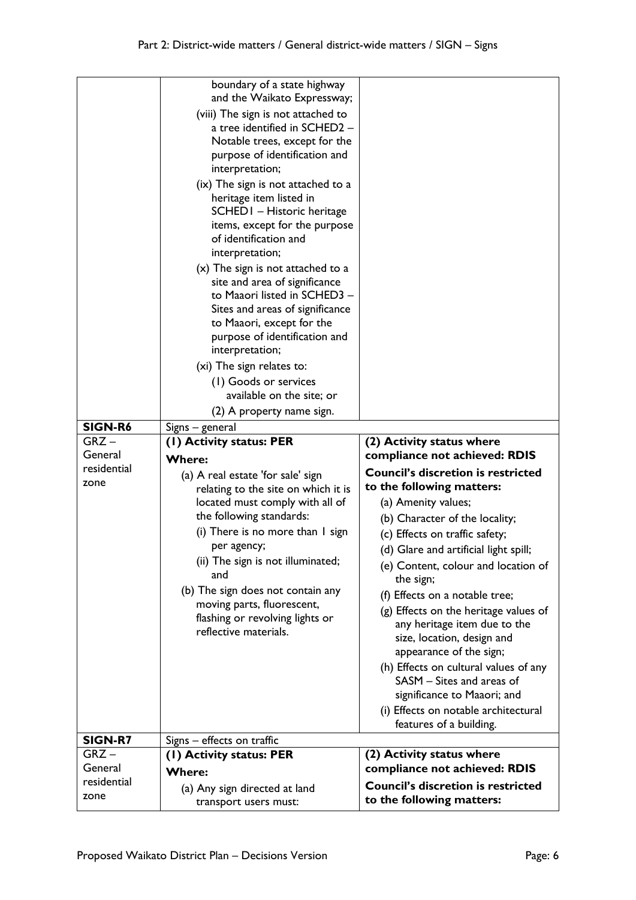| | | |
|---|---|---|
| | boundary of a state highway and the Waikato Expressway;<br>(viii) The sign is not attached to a tree identified in SCHED2 – Notable trees, except for the purpose of identification and interpretation;<br>(ix) The sign is not attached to a heritage item listed in SCHED1 – Historic heritage items, except for the purpose of identification and interpretation;<br>(x) The sign is not attached to a site and area of significance to Maaori listed in SCHED3 – Sites and areas of significance to Maaori, except for the purpose of identification and interpretation;<br>(xi) The sign relates to:<br>(1) Goods or services available on the site; or<br>(2) A property name sign. | |
| **SIGN-R6** | Signs – general | |
| GRZ – General residential zone | **(1) Activity status: PER**<br>**Where:**<br>(a) A real estate 'for sale' sign relating to the site on which it is located must comply with all of the following standards:<br>(i) There is no more than 1 sign per agency;<br>(ii) The sign is not illuminated; and<br>(b) The sign does not contain any moving parts, fluorescent, flashing or revolving lights or reflective materials. | **(2) Activity status where compliance not achieved: RDIS**<br>**Council's discretion is restricted to the following matters:**<br>(a) Amenity values;<br>(b) Character of the locality;<br>(c) Effects on traffic safety;<br>(d) Glare and artificial light spill;<br>(e) Content, colour and location of the sign;<br>(f) Effects on a notable tree;<br>(g) Effects on the heritage values of any heritage item due to the size, location, design and appearance of the sign;<br>(h) Effects on cultural values of any SASM – Sites and areas of significance to Maaori; and<br>(i) Effects on notable architectural features of a building. |
| **SIGN-R7** | Signs – effects on traffic | |
| GRZ – General residential zone | **(1) Activity status: PER**<br>**Where:**<br>(a) Any sign directed at land transport users must: | **(2) Activity status where compliance not achieved: RDIS**<br>**Council's discretion is restricted to the following matters:** |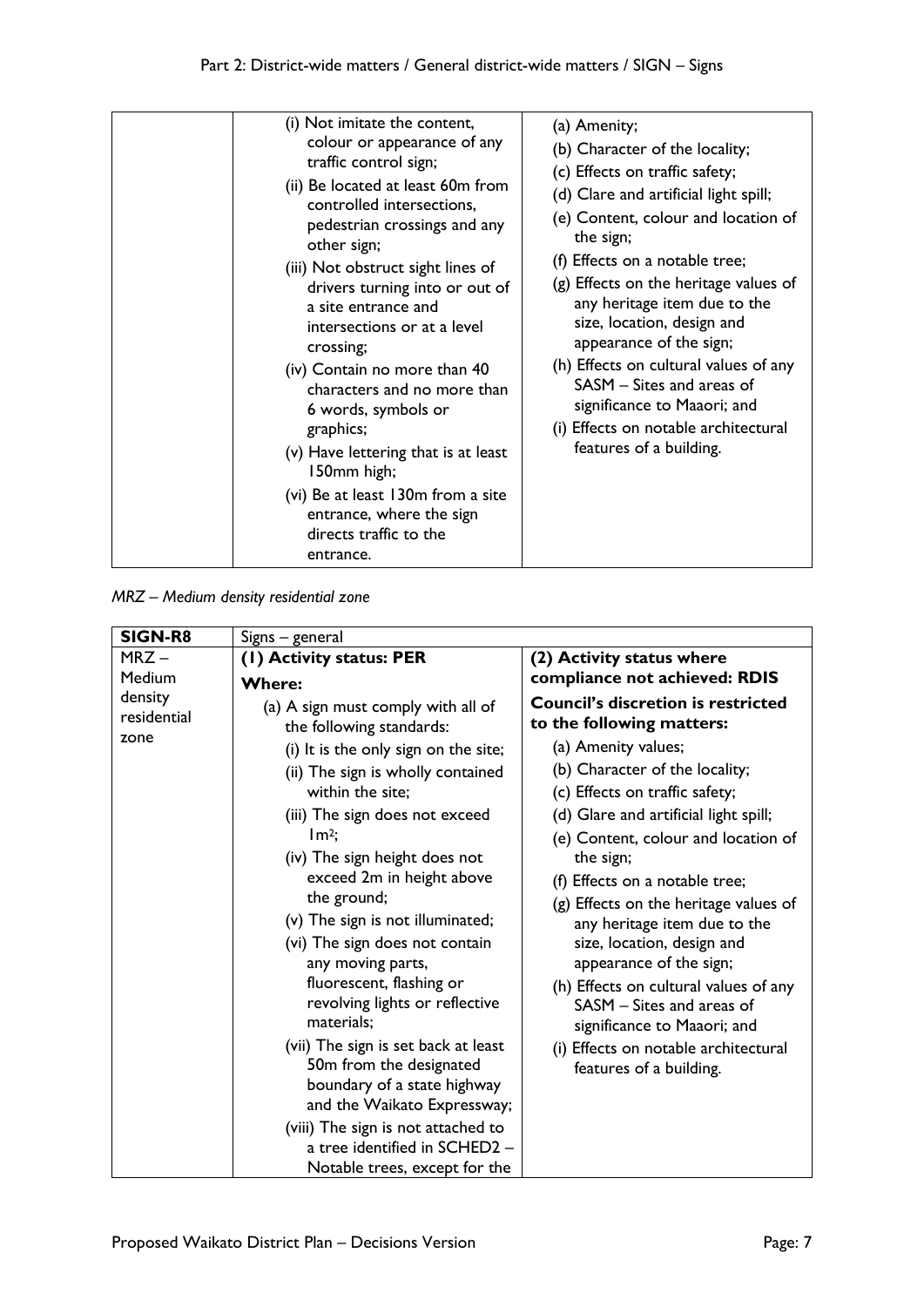| | | |
|---|---|---|
| | (i) Not imitate the content, colour or appearance of any traffic control sign;<br>(ii) Be located at least 60m from controlled intersections, pedestrian crossings and any other sign;<br>(iii) Not obstruct sight lines of drivers turning into or out of a site entrance and intersections or at a level crossing;<br>(iv) Contain no more than 40 characters and no more than 6 words, symbols or graphics;<br>(v) Have lettering that is at least 150mm high;<br>(vi) Be at least 130m from a site entrance, where the sign directs traffic to the entrance. | (a) Amenity;<br>(b) Character of the locality;<br>(c) Effects on traffic safety;<br>(d) Glare and artificial light spill;<br>(e) Content, colour and location of the sign;<br>(f) Effects on a notable tree;<br>(g) Effects on the heritage values of any heritage item due to the size, location, design and appearance of the sign;<br>(h) Effects on cultural values of any SASM – Sites and areas of significance to Maaori; and<br>(i) Effects on notable architectural features of a building. |

*MRZ – Medium density residential zone*

| **SIGN-R8** | Signs – general | |
|---|---|---|
| MRZ – Medium density residential zone | **(1) Activity status: PER**<br>**Where:**<br>(a) A sign must comply with all of the following standards:<br>(i) It is the only sign on the site;<br>(ii) The sign is wholly contained within the site;<br>(iii) The sign does not exceed 1m²;<br>(iv) The sign height does not exceed 2m in height above the ground;<br>(v) The sign is not illuminated;<br>(vi) The sign does not contain any moving parts, fluorescent, flashing or revolving lights or reflective materials;<br>(vii) The sign is set back at least 50m from the designated boundary of a state highway and the Waikato Expressway;<br>(viii) The sign is not attached to a tree identified in SCHED2 – Notable trees, except for the | **(2) Activity status where compliance not achieved: RDIS**<br>**Council's discretion is restricted to the following matters:**<br>(a) Amenity values;<br>(b) Character of the locality;<br>(c) Effects on traffic safety;<br>(d) Glare and artificial light spill;<br>(e) Content, colour and location of the sign;<br>(f) Effects on a notable tree;<br>(g) Effects on the heritage values of any heritage item due to the size, location, design and appearance of the sign;<br>(h) Effects on cultural values of any SASM – Sites and areas of significance to Maaori; and<br>(i) Effects on notable architectural features of a building. |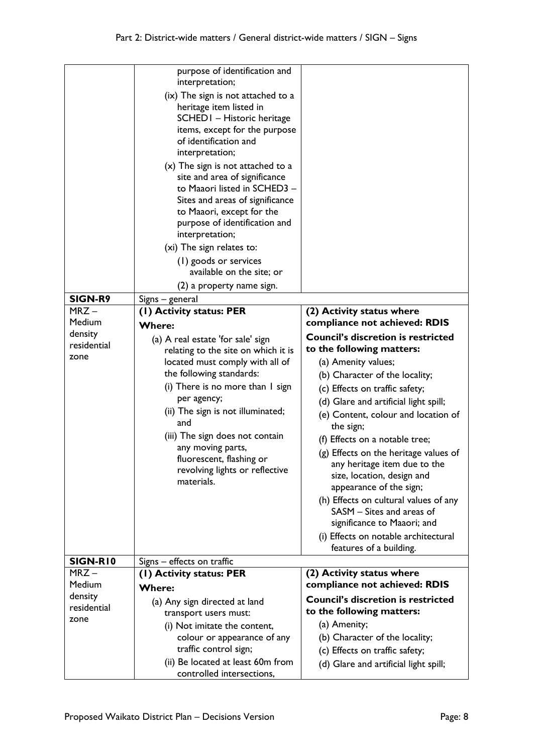| | | |
|---|---|---|
| | purpose of identification and interpretation;<br>(ix) The sign is not attached to a heritage item listed in SCHED1 – Historic heritage items, except for the purpose of identification and interpretation;<br>(x) The sign is not attached to a site and area of significance to Maaori listed in SCHED3 – Sites and areas of significance to Maaori, except for the purpose of identification and interpretation;<br>(xi) The sign relates to:<br>(1) goods or services available on the site; or<br>(2) a property name sign. | |
| **SIGN-R9** | Signs – general | |
| MRZ – Medium density residential zone | **(1) Activity status: PER**<br>**Where:**<br>(a) A real estate 'for sale' sign relating to the site on which it is located must comply with all of the following standards:<br>(i) There is no more than 1 sign per agency;<br>(ii) The sign is not illuminated; and<br>(iii) The sign does not contain any moving parts, fluorescent, flashing or revolving lights or reflective materials. | **(2) Activity status where compliance not achieved: RDIS**<br>**Council's discretion is restricted to the following matters:**<br>(a) Amenity values;<br>(b) Character of the locality;<br>(c) Effects on traffic safety;<br>(d) Glare and artificial light spill;<br>(e) Content, colour and location of the sign;<br>(f) Effects on a notable tree;<br>(g) Effects on the heritage values of any heritage item due to the size, location, design and appearance of the sign;<br>(h) Effects on cultural values of any SASM – Sites and areas of significance to Maaori; and<br>(i) Effects on notable architectural features of a building. |
| **SIGN-R10** | Signs – effects on traffic | |
| MRZ – Medium density residential zone | **(1) Activity status: PER**<br>**Where:**<br>(a) Any sign directed at land transport users must:<br>(i) Not imitate the content, colour or appearance of any traffic control sign;<br>(ii) Be located at least 60m from controlled intersections, | **(2) Activity status where compliance not achieved: RDIS**<br>**Council's discretion is restricted to the following matters:**<br>(a) Amenity;<br>(b) Character of the locality;<br>(c) Effects on traffic safety;<br>(d) Glare and artificial light spill; |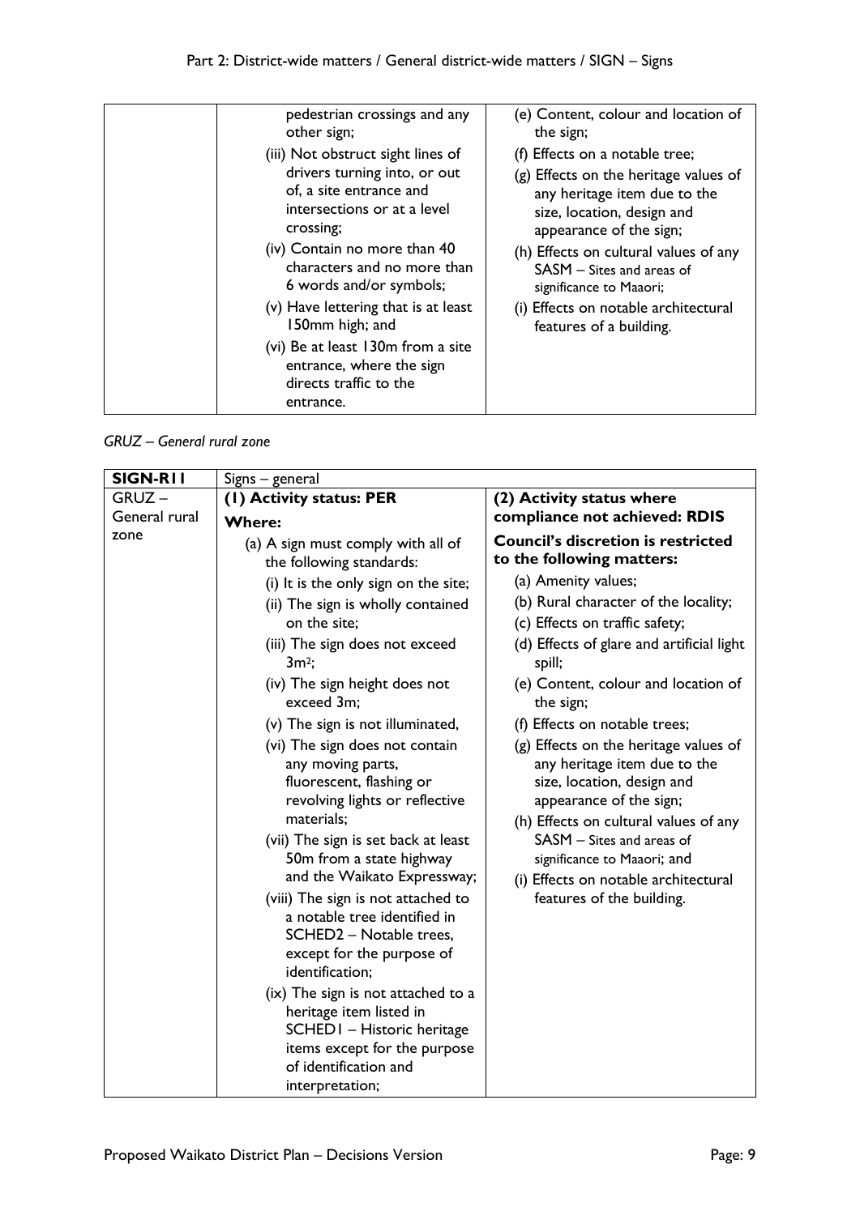| | | |
|---|---|---|
| | pedestrian crossings and any other sign;<br>(iii) Not obstruct sight lines of drivers turning into, or out of, a site entrance and intersections or at a level crossing;<br>(iv) Contain no more than 40 characters and no more than 6 words and/or symbols;<br>(v) Have lettering that is at least 150mm high; and<br>(vi) Be at least 130m from a site entrance, where the sign directs traffic to the entrance. | (e) Content, colour and location of the sign;<br>(f) Effects on a notable tree;<br>(g) Effects on the heritage values of any heritage item due to the size, location, design and appearance of the sign;<br>(h) Effects on cultural values of any SASM – Sites and areas of significance to Maaori;<br>(i) Effects on notable architectural features of a building. |

*GRUZ – General rural zone*

| **SIGN-R11** | Signs – general | |
|---|---|---|
| GRUZ – General rural zone | **(1) Activity status: PER**<br>**Where:**<br>(a) A sign must comply with all of the following standards:<br>(i) It is the only sign on the site;<br>(ii) The sign is wholly contained on the site;<br>(iii) The sign does not exceed $3m^2$;<br>(iv) The sign height does not exceed 3m;<br>(v) The sign is not illuminated,<br>(vi) The sign does not contain any moving parts, fluorescent, flashing or revolving lights or reflective materials;<br>(vii) The sign is set back at least 50m from a state highway and the Waikato Expressway;<br>(viii) The sign is not attached to a notable tree identified in SCHED2 – Notable trees, except for the purpose of identification;<br>(ix) The sign is not attached to a heritage item listed in SCHED1 – Historic heritage items except for the purpose of identification and interpretation; | **(2) Activity status where compliance not achieved: RDIS**<br>**Council's discretion is restricted to the following matters:**<br>(a) Amenity values;<br>(b) Rural character of the locality;<br>(c) Effects on traffic safety;<br>(d) Effects of glare and artificial light spill;<br>(e) Content, colour and location of the sign;<br>(f) Effects on notable trees;<br>(g) Effects on the heritage values of any heritage item due to the size, location, design and appearance of the sign;<br>(h) Effects on cultural values of any SASM – Sites and areas of significance to Maaori; and<br>(i) Effects on notable architectural features of the building. |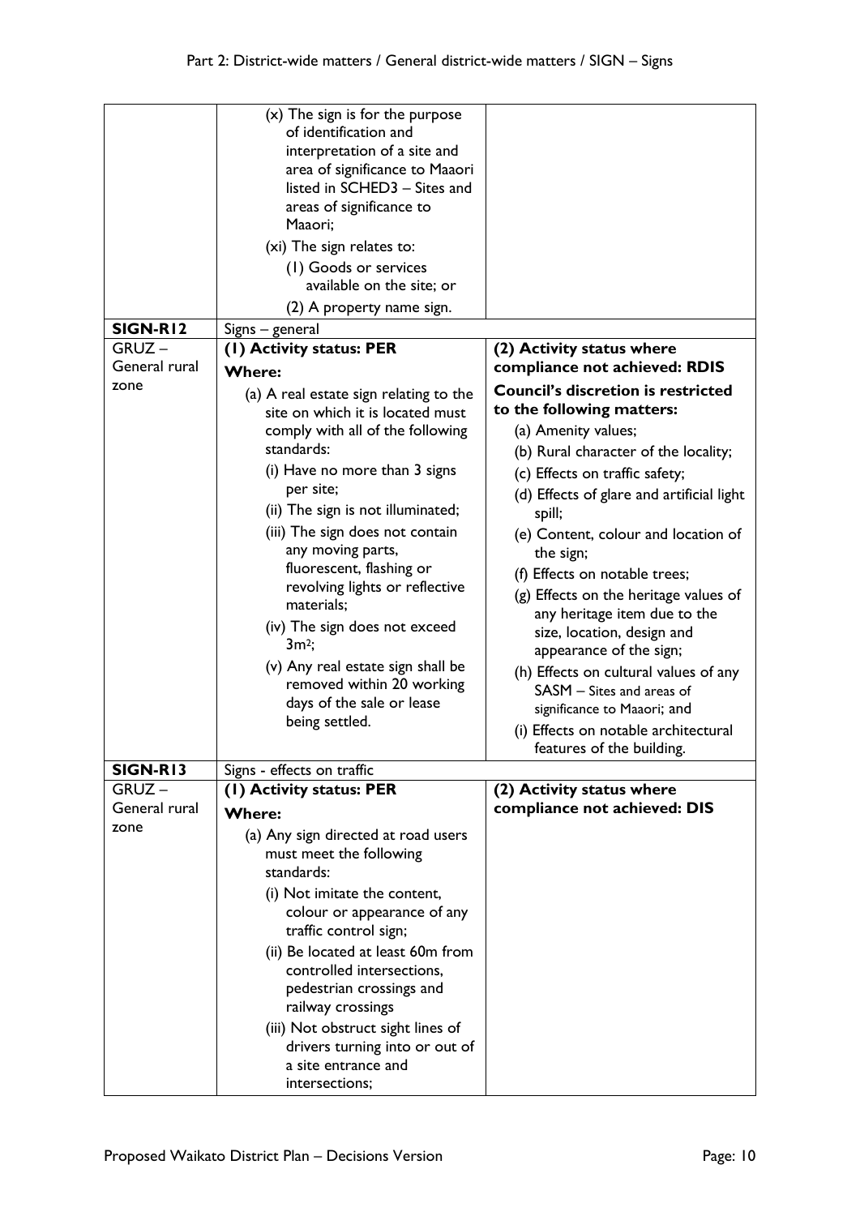| | | |
|---|---|---|
| | (x) The sign is for the purpose of identification and interpretation of a site and area of significance to Maaori listed in SCHED3 – Sites and areas of significance to Maaori;<br>(xi) The sign relates to:<br>(1) Goods or services available on the site; or<br>(2) A property name sign. | |
| **SIGN-R12** | Signs – general | |
| GRUZ – General rural zone | **(1) Activity status: PER**<br>**Where:**<br>(a) A real estate sign relating to the site on which it is located must comply with all of the following standards:<br>(i) Have no more than 3 signs per site;<br>(ii) The sign is not illuminated;<br>(iii) The sign does not contain any moving parts, fluorescent, flashing or revolving lights or reflective materials;<br>(iv) The sign does not exceed 3m²;<br>(v) Any real estate sign shall be removed within 20 working days of the sale or lease being settled. | **(2) Activity status where compliance not achieved: RDIS**<br>**Council's discretion is restricted to the following matters:**<br>(a) Amenity values;<br>(b) Rural character of the locality;<br>(c) Effects on traffic safety;<br>(d) Effects of glare and artificial light spill;<br>(e) Content, colour and location of the sign;<br>(f) Effects on notable trees;<br>(g) Effects on the heritage values of any heritage item due to the size, location, design and appearance of the sign;<br>(h) Effects on cultural values of any SASM – Sites and areas of significance to Maaori; and<br>(i) Effects on notable architectural features of the building. |
| **SIGN-R13** | Signs - effects on traffic | |
| GRUZ – General rural zone | **(1) Activity status: PER**<br>**Where:**<br>(a) Any sign directed at road users must meet the following standards:<br>(i) Not imitate the content, colour or appearance of any traffic control sign;<br>(ii) Be located at least 60m from controlled intersections, pedestrian crossings and railway crossings<br>(iii) Not obstruct sight lines of drivers turning into or out of a site entrance and intersections; | **(2) Activity status where compliance not achieved: DIS** |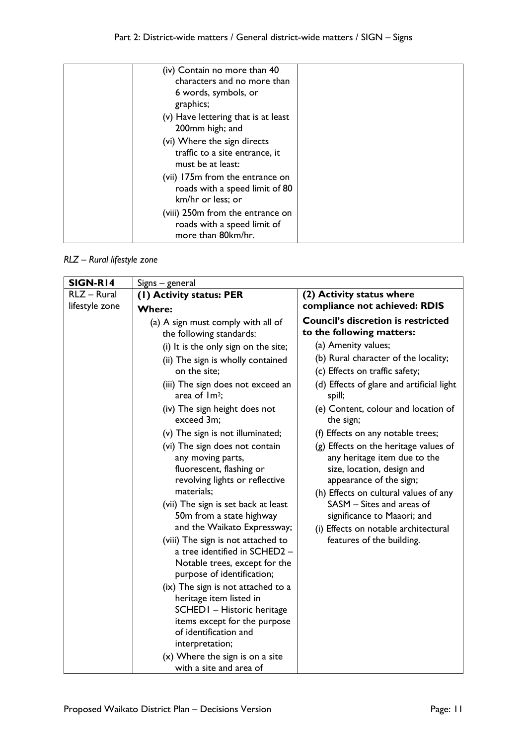| | | |
|---|---|---|
| | (iv) Contain no more than 40 characters and no more than 6 words, symbols, or graphics;<br>(v) Have lettering that is at least 200mm high; and<br>(vi) Where the sign directs traffic to a site entrance, it must be at least:<br>(vii) 175m from the entrance on roads with a speed limit of 80 km/hr or less; or<br>(viii) 250m from the entrance on roads with a speed limit of more than 80km/hr. | |

*RLZ – Rural lifestyle zone*

| SIGN-R14 | Signs – general | |
|---|---|---|
| RLZ – Rural lifestyle zone | **(1) Activity status: PER**<br>**Where:**<br>(a) A sign must comply with all of the following standards:<br>(i) It is the only sign on the site;<br>(ii) The sign is wholly contained on the site;<br>(iii) The sign does not exceed an area of 1m²;<br>(iv) The sign height does not exceed 3m;<br>(v) The sign is not illuminated;<br>(vi) The sign does not contain any moving parts, fluorescent, flashing or revolving lights or reflective materials;<br>(vii) The sign is set back at least 50m from a state highway and the Waikato Expressway;<br>(viii) The sign is not attached to a tree identified in SCHED2 – Notable trees, except for the purpose of identification;<br>(ix) The sign is not attached to a heritage item listed in SCHED1 – Historic heritage items except for the purpose of identification and interpretation;<br>(x) Where the sign is on a site with a site and area of | **(2) Activity status where compliance not achieved: RDIS**<br>**Council's discretion is restricted to the following matters:**<br>(a) Amenity values;<br>(b) Rural character of the locality;<br>(c) Effects on traffic safety;<br>(d) Effects of glare and artificial light spill;<br>(e) Content, colour and location of the sign;<br>(f) Effects on any notable trees;<br>(g) Effects on the heritage values of any heritage item due to the size, location, design and appearance of the sign;<br>(h) Effects on cultural values of any SASM – Sites and areas of significance to Maaori; and<br>(i) Effects on notable architectural features of the building. |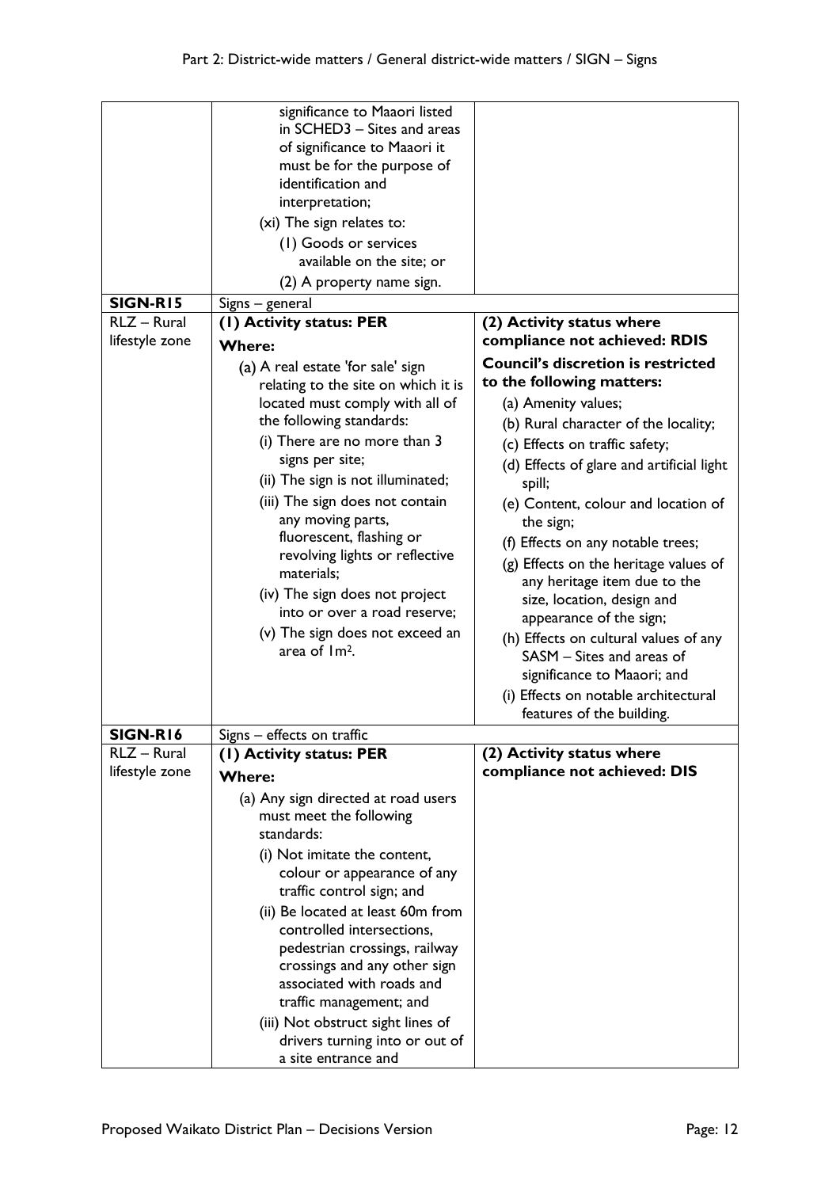| | | |
|---|---|---|
| | significance to Maaori listed in SCHED3 – Sites and areas of significance to Maaori it must be for the purpose of identification and interpretation;<br>(xi) The sign relates to:<br>(1) Goods or services available on the site; or<br>(2) A property name sign. | |
| **SIGN-R15** | Signs – general | |
| RLZ – Rural lifestyle zone | **(1) Activity status: PER**<br>**Where:**<br>(a) A real estate 'for sale' sign relating to the site on which it is located must comply with all of the following standards:<br>(i) There are no more than 3 signs per site;<br>(ii) The sign is not illuminated;<br>(iii) The sign does not contain any moving parts, fluorescent, flashing or revolving lights or reflective materials;<br>(iv) The sign does not project into or over a road reserve;<br>(v) The sign does not exceed an area of $1m^2$. | **(2) Activity status where compliance not achieved: RDIS**<br>**Council's discretion is restricted to the following matters:**<br>(a) Amenity values;<br>(b) Rural character of the locality;<br>(c) Effects on traffic safety;<br>(d) Effects of glare and artificial light spill;<br>(e) Content, colour and location of the sign;<br>(f) Effects on any notable trees;<br>(g) Effects on the heritage values of any heritage item due to the size, location, design and appearance of the sign;<br>(h) Effects on cultural values of any SASM – Sites and areas of significance to Maaori; and<br>(i) Effects on notable architectural features of the building. |
| **SIGN-R16** | Signs – effects on traffic | |
| RLZ – Rural lifestyle zone | **(1) Activity status: PER**<br>**Where:**<br>(a) Any sign directed at road users must meet the following standards:<br>(i) Not imitate the content, colour or appearance of any traffic control sign; and<br>(ii) Be located at least 60m from controlled intersections, pedestrian crossings, railway crossings and any other sign associated with roads and traffic management; and<br>(iii) Not obstruct sight lines of drivers turning into or out of a site entrance and | **(2) Activity status where compliance not achieved: DIS** |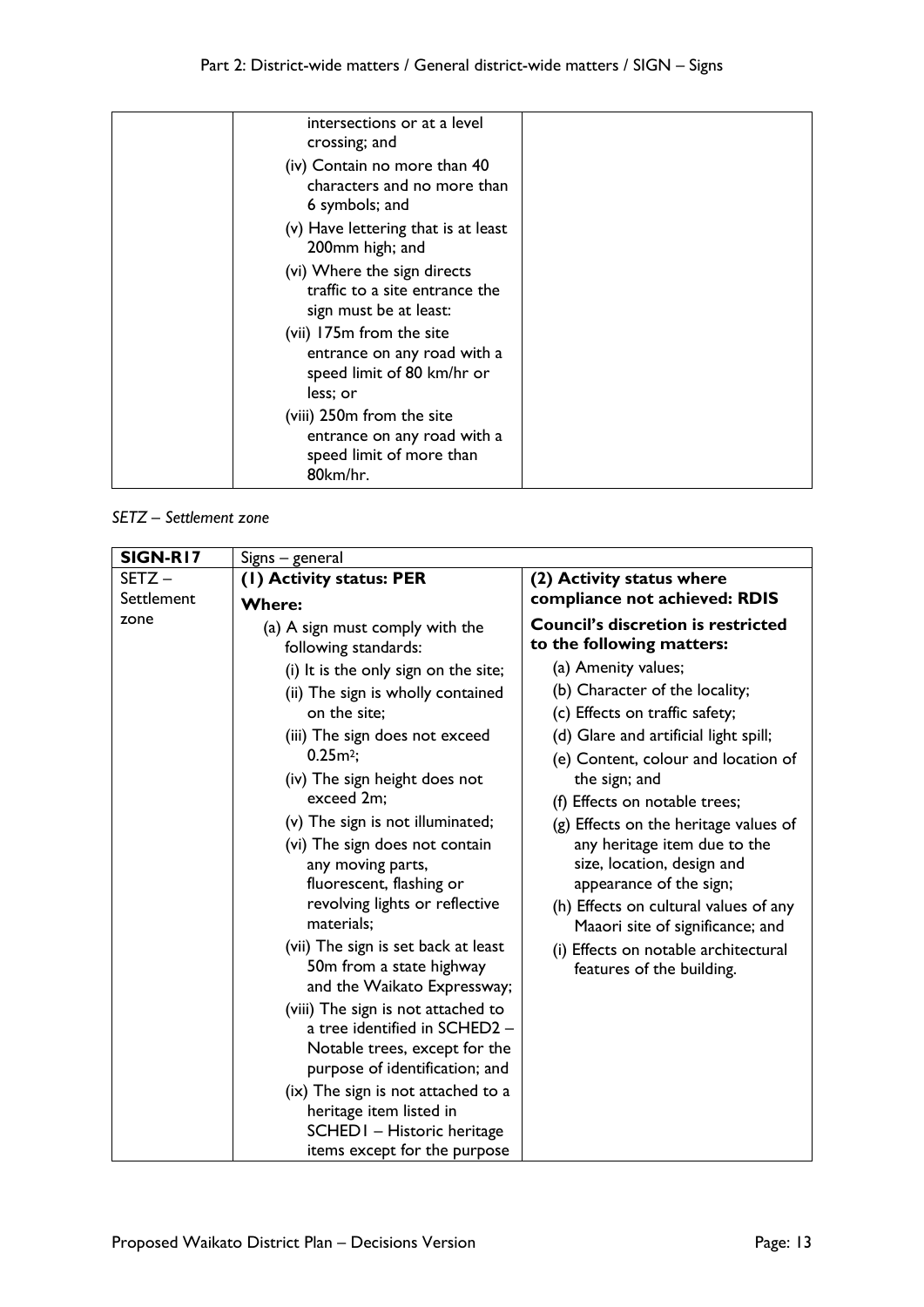| | | |
|---|---|---|
| | intersections or at a level crossing; and<br>(iv) Contain no more than 40 characters and no more than 6 symbols; and<br>(v) Have lettering that is at least 200mm high; and<br>(vi) Where the sign directs traffic to a site entrance the sign must be at least:<br>(vii) 175m from the site entrance on any road with a speed limit of 80 km/hr or less; or<br>(viii) 250m from the site entrance on any road with a speed limit of more than 80km/hr. | |

*SETZ – Settlement zone*

| **SIGN-R17** | Signs – general | |
|---|---|---|
| SETZ – Settlement zone | **(1) Activity status: PER**<br>**Where:**<br>(a) A sign must comply with the following standards:<br>(i) It is the only sign on the site;<br>(ii) The sign is wholly contained on the site;<br>(iii) The sign does not exceed $0.25m^2$;<br>(iv) The sign height does not exceed 2m;<br>(v) The sign is not illuminated;<br>(vi) The sign does not contain any moving parts, fluorescent, flashing or revolving lights or reflective materials;<br>(vii) The sign is set back at least 50m from a state highway and the Waikato Expressway;<br>(viii) The sign is not attached to a tree identified in SCHED2 – Notable trees, except for the purpose of identification; and<br>(ix) The sign is not attached to a heritage item listed in SCHED1 – Historic heritage items except for the purpose | **(2) Activity status where compliance not achieved: RDIS**<br>**Council's discretion is restricted to the following matters:**<br>(a) Amenity values;<br>(b) Character of the locality;<br>(c) Effects on traffic safety;<br>(d) Glare and artificial light spill;<br>(e) Content, colour and location of the sign; and<br>(f) Effects on notable trees;<br>(g) Effects on the heritage values of any heritage item due to the size, location, design and appearance of the sign;<br>(h) Effects on cultural values of any Maaori site of significance; and<br>(i) Effects on notable architectural features of the building. |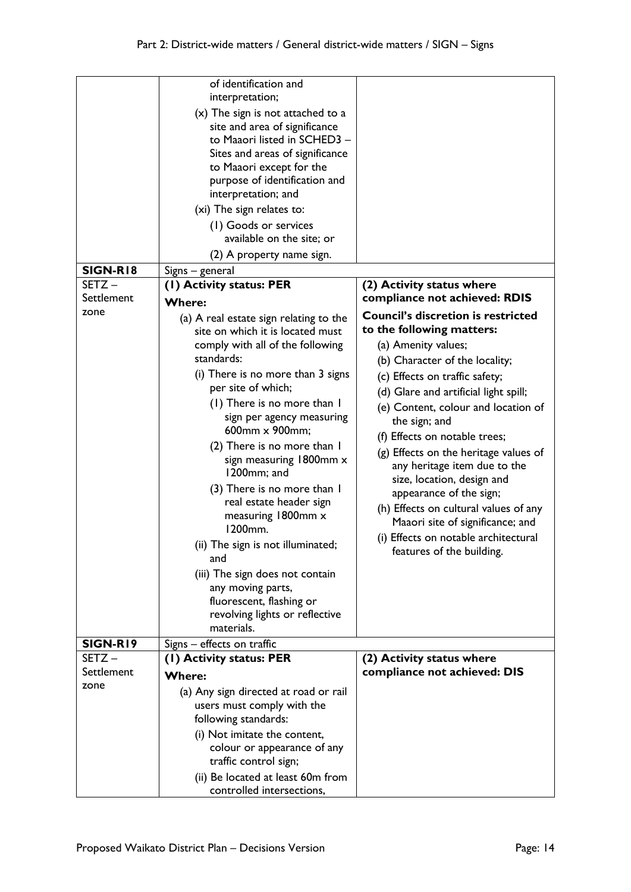| | | |
|---|---|---|
| | of identification and interpretation;<br>(x) The sign is not attached to a site and area of significance to Maaori listed in SCHED3 – Sites and areas of significance to Maaori except for the purpose of identification and interpretation; and<br>(xi) The sign relates to:<br>(1) Goods or services available on the site; or<br>(2) A property name sign. | |
| **SIGN-R18** | Signs – general | |
| SETZ – Settlement zone | **(1) Activity status: PER**<br>**Where:**<br>(a) A real estate sign relating to the site on which it is located must comply with all of the following standards:<br>(i) There is no more than 3 signs per site of which;<br>(1) There is no more than 1 sign per agency measuring 600mm x 900mm;<br>(2) There is no more than 1 sign measuring 1800mm x 1200mm; and<br>(3) There is no more than 1 real estate header sign measuring 1800mm x 1200mm.<br>(ii) The sign is not illuminated; and<br>(iii) The sign does not contain any moving parts, fluorescent, flashing or revolving lights or reflective materials. | **(2) Activity status where compliance not achieved: RDIS**<br>**Council's discretion is restricted to the following matters:**<br>(a) Amenity values;<br>(b) Character of the locality;<br>(c) Effects on traffic safety;<br>(d) Glare and artificial light spill;<br>(e) Content, colour and location of the sign; and<br>(f) Effects on notable trees;<br>(g) Effects on the heritage values of any heritage item due to the size, location, design and appearance of the sign;<br>(h) Effects on cultural values of any Maaori site of significance; and<br>(i) Effects on notable architectural features of the building. |
| **SIGN-R19** | Signs – effects on traffic | |
| SETZ – Settlement zone | **(1) Activity status: PER**<br>**Where:**<br>(a) Any sign directed at road or rail users must comply with the following standards:<br>(i) Not imitate the content, colour or appearance of any traffic control sign;<br>(ii) Be located at least 60m from controlled intersections, | **(2) Activity status where compliance not achieved: DIS** |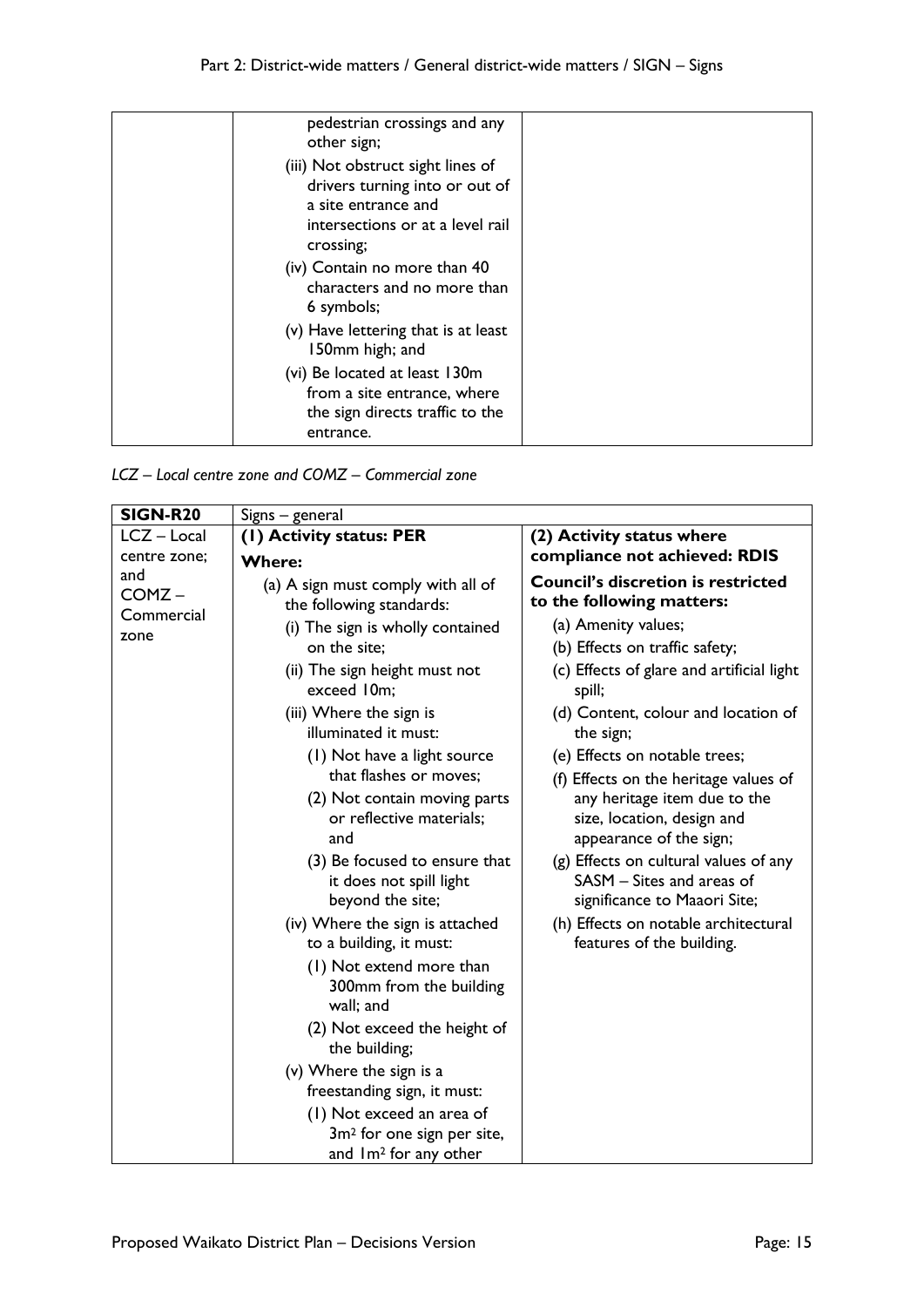| | | |
|---|---|---|
| | pedestrian crossings and any other sign;<br>(iii) Not obstruct sight lines of drivers turning into or out of a site entrance and intersections or at a level rail crossing;<br>(iv) Contain no more than 40 characters and no more than 6 symbols;<br>(v) Have lettering that is at least 150mm high; and<br>(vi) Be located at least 130m from a site entrance, where the sign directs traffic to the entrance. | |

*LCZ – Local centre zone and COMZ – Commercial zone*

| **SIGN-R20** | Signs – general | |
|---|---|---|
| LCZ – Local centre zone; and COMZ – Commercial zone | **(1) Activity status: PER**<br>**Where:**<br>(a) A sign must comply with all of the following standards:<br>(i) The sign is wholly contained on the site;<br>(ii) The sign height must not exceed 10m;<br>(iii) Where the sign is illuminated it must:<br>(1) Not have a light source that flashes or moves;<br>(2) Not contain moving parts or reflective materials; and<br>(3) Be focused to ensure that it does not spill light beyond the site;<br>(iv) Where the sign is attached to a building, it must:<br>(1) Not extend more than 300mm from the building wall; and<br>(2) Not exceed the height of the building;<br>(v) Where the sign is a freestanding sign, it must:<br>(1) Not exceed an area of 3m² for one sign per site, and 1m² for any other | **(2) Activity status where compliance not achieved: RDIS**<br>**Council's discretion is restricted to the following matters:**<br>(a) Amenity values;<br>(b) Effects on traffic safety;<br>(c) Effects of glare and artificial light spill;<br>(d) Content, colour and location of the sign;<br>(e) Effects on notable trees;<br>(f) Effects on the heritage values of any heritage item due to the size, location, design and appearance of the sign;<br>(g) Effects on cultural values of any SASM – Sites and areas of significance to Maaori Site;<br>(h) Effects on notable architectural features of the building. |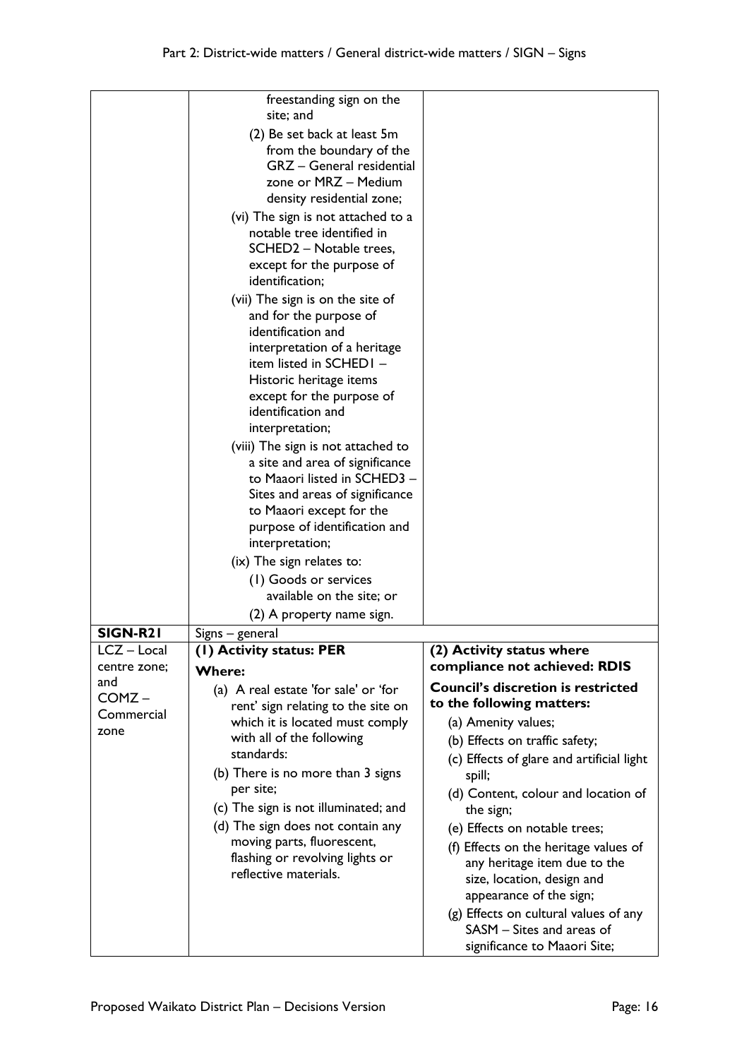| | | |
|---|---|---|
| | freestanding sign on the site; and<br>(2) Be set back at least 5m from the boundary of the GRZ – General residential zone or MRZ – Medium density residential zone;<br>(vi) The sign is not attached to a notable tree identified in SCHED2 – Notable trees, except for the purpose of identification;<br>(vii) The sign is on the site of and for the purpose of identification and interpretation of a heritage item listed in SCHED1 – Historic heritage items except for the purpose of identification and interpretation;<br>(viii) The sign is not attached to a site and area of significance to Maaori listed in SCHED3 – Sites and areas of significance to Maaori except for the purpose of identification and interpretation;<br>(ix) The sign relates to:<br>(1) Goods or services available on the site; or<br>(2) A property name sign. | |
| **SIGN-R21** | Signs – general | |
| LCZ – Local centre zone; and COMZ – Commercial zone | **(1) Activity status: PER**<br>**Where:**<br>(a) A real estate 'for sale' or 'for rent' sign relating to the site on which it is located must comply with all of the following standards:<br>(b) There is no more than 3 signs per site;<br>(c) The sign is not illuminated; and<br>(d) The sign does not contain any moving parts, fluorescent, flashing or revolving lights or reflective materials. | **(2) Activity status where compliance not achieved: RDIS**<br>**Council's discretion is restricted to the following matters:**<br>(a) Amenity values;<br>(b) Effects on traffic safety;<br>(c) Effects of glare and artificial light spill;<br>(d) Content, colour and location of the sign;<br>(e) Effects on notable trees;<br>(f) Effects on the heritage values of any heritage item due to the size, location, design and appearance of the sign;<br>(g) Effects on cultural values of any SASM – Sites and areas of significance to Maaori Site; |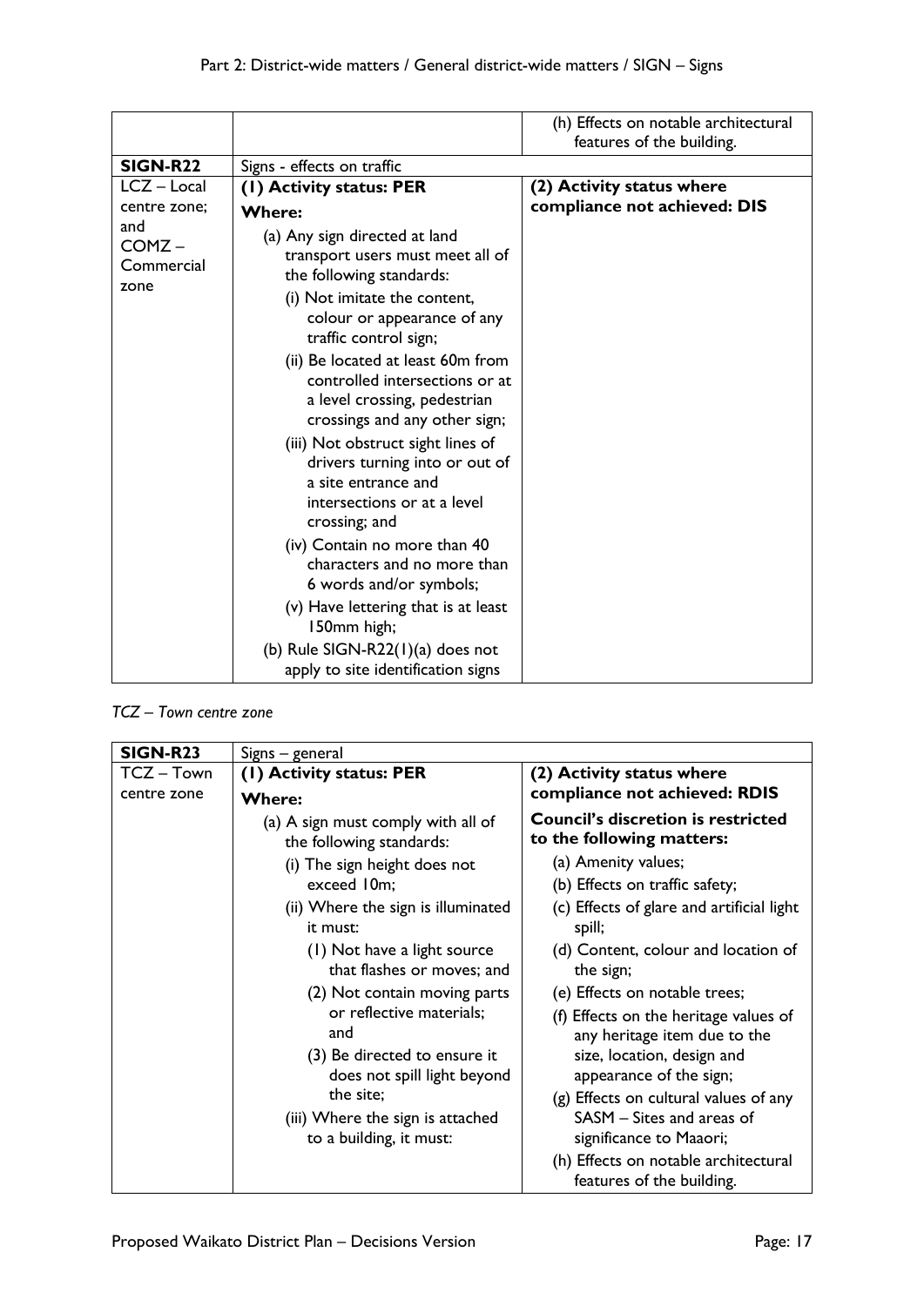| | | (h) Effects on notable architectural features of the building. |
|---|---|---|
| **SIGN-R22** | Signs - effects on traffic | |
| LCZ – Local centre zone; and COMZ – Commercial zone | **(1) Activity status: PER**<br>**Where:**<br>(a) Any sign directed at land transport users must meet all of the following standards:<br>(i) Not imitate the content, colour or appearance of any traffic control sign;<br>(ii) Be located at least 60m from controlled intersections or at a level crossing, pedestrian crossings and any other sign;<br>(iii) Not obstruct sight lines of drivers turning into or out of a site entrance and intersections or at a level crossing; and<br>(iv) Contain no more than 40 characters and no more than 6 words and/or symbols;<br>(v) Have lettering that is at least 150mm high;<br>(b) Rule SIGN-R22(1)(a) does not apply to site identification signs | **(2) Activity status where compliance not achieved: DIS** |

*TCZ – Town centre zone*

| **SIGN-R23** | Signs – general | |
|---|---|---|
| TCZ – Town centre zone | **(1) Activity status: PER**<br>**Where:**<br>(a) A sign must comply with all of the following standards:<br>(i) The sign height does not exceed 10m;<br>(ii) Where the sign is illuminated it must:<br>(1) Not have a light source that flashes or moves; and<br>(2) Not contain moving parts or reflective materials; and<br>(3) Be directed to ensure it does not spill light beyond the site;<br>(iii) Where the sign is attached to a building, it must: | **(2) Activity status where compliance not achieved: RDIS**<br>**Council's discretion is restricted to the following matters:**<br>(a) Amenity values;<br>(b) Effects on traffic safety;<br>(c) Effects of glare and artificial light spill;<br>(d) Content, colour and location of the sign;<br>(e) Effects on notable trees;<br>(f) Effects on the heritage values of any heritage item due to the size, location, design and appearance of the sign;<br>(g) Effects on cultural values of any SASM – Sites and areas of significance to Maaori;<br>(h) Effects on notable architectural features of the building. |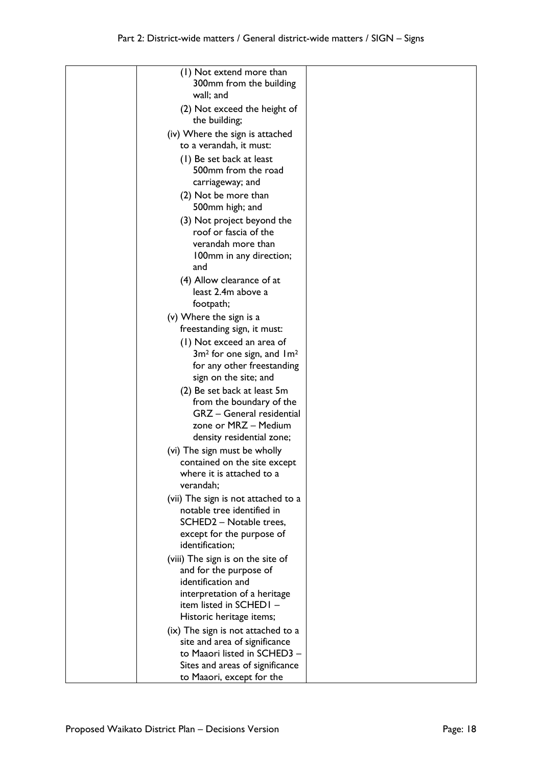| | | |
|---|---|---|
| | (1) Not extend more than 300mm from the building wall; and<br>(2) Not exceed the height of the building;<br>(iv) Where the sign is attached to a verandah, it must:<br>(1) Be set back at least 500mm from the road carriageway; and<br>(2) Not be more than 500mm high; and<br>(3) Not project beyond the roof or fascia of the verandah more than 100mm in any direction; and<br>(4) Allow clearance of at least 2.4m above a footpath;<br>(v) Where the sign is a freestanding sign, it must:<br>(1) Not exceed an area of $3m^2$ for one sign, and $1m^2$ for any other freestanding sign on the site; and<br>(2) Be set back at least 5m from the boundary of the GRZ – General residential zone or MRZ – Medium density residential zone;<br>(vi) The sign must be wholly contained on the site except where it is attached to a verandah;<br>(vii) The sign is not attached to a notable tree identified in SCHED2 – Notable trees, except for the purpose of identification;<br>(viii) The sign is on the site of and for the purpose of identification and interpretation of a heritage item listed in SCHED1 – Historic heritage items;<br>(ix) The sign is not attached to a site and area of significance to Maaori listed in SCHED3 – Sites and areas of significance to Maaori, except for the | |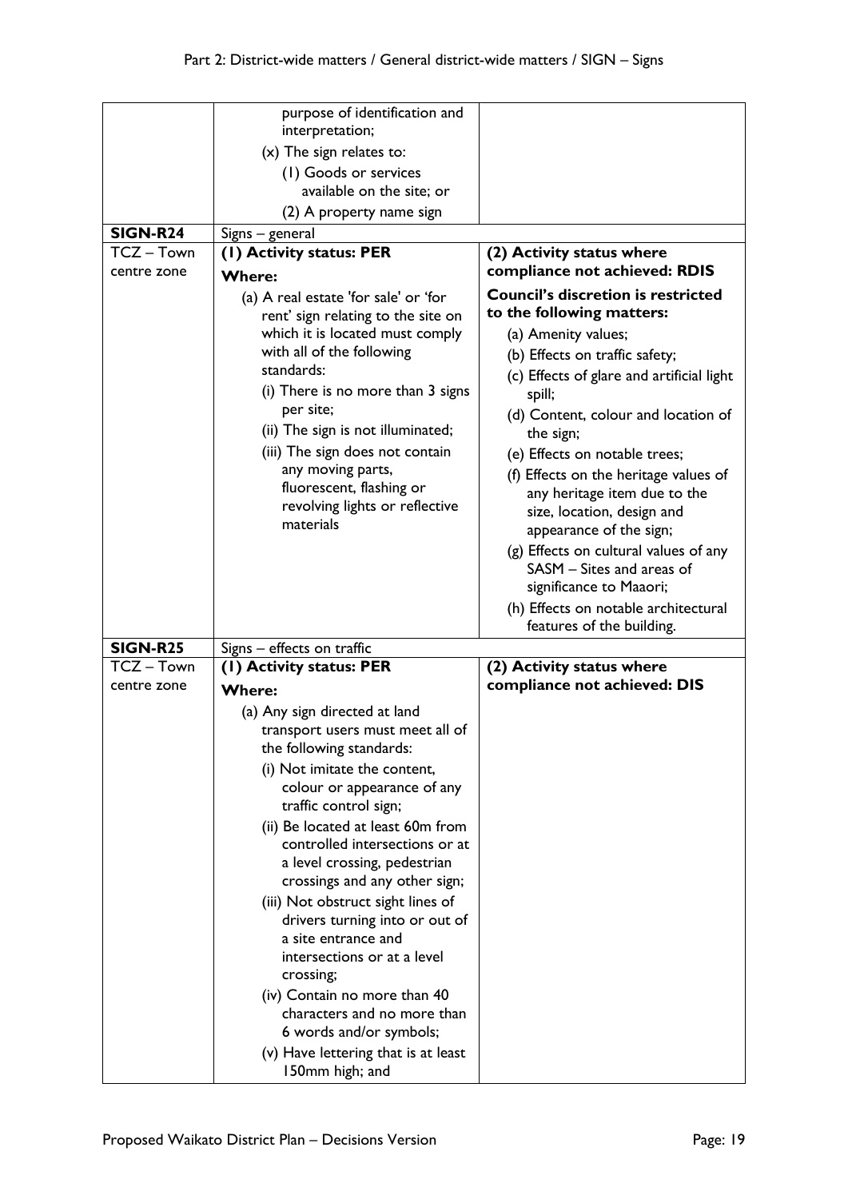| | | |
|---|---|---|
| | purpose of identification and interpretation;<br>(x) The sign relates to:<br>(1) Goods or services available on the site; or<br>(2) A property name sign | |
| **SIGN-R24** | Signs – general | |
| TCZ – Town centre zone | **(1) Activity status: PER**<br>**Where:**<br>(a) A real estate 'for sale' or 'for rent' sign relating to the site on which it is located must comply with all of the following standards:<br>(i) There is no more than 3 signs per site;<br>(ii) The sign is not illuminated;<br>(iii) The sign does not contain any moving parts, fluorescent, flashing or revolving lights or reflective materials | **(2) Activity status where compliance not achieved: RDIS**<br>**Council's discretion is restricted to the following matters:**<br>(a) Amenity values;<br>(b) Effects on traffic safety;<br>(c) Effects of glare and artificial light spill;<br>(d) Content, colour and location of the sign;<br>(e) Effects on notable trees;<br>(f) Effects on the heritage values of any heritage item due to the size, location, design and appearance of the sign;<br>(g) Effects on cultural values of any SASM – Sites and areas of significance to Maaori;<br>(h) Effects on notable architectural features of the building. |
| **SIGN-R25** | Signs – effects on traffic | |
| TCZ – Town centre zone | **(1) Activity status: PER**<br>**Where:**<br>(a) Any sign directed at land transport users must meet all of the following standards:<br>(i) Not imitate the content, colour or appearance of any traffic control sign;<br>(ii) Be located at least 60m from controlled intersections or at a level crossing, pedestrian crossings and any other sign;<br>(iii) Not obstruct sight lines of drivers turning into or out of a site entrance and intersections or at a level crossing;<br>(iv) Contain no more than 40 characters and no more than 6 words and/or symbols;<br>(v) Have lettering that is at least 150mm high; and | **(2) Activity status where compliance not achieved: DIS** |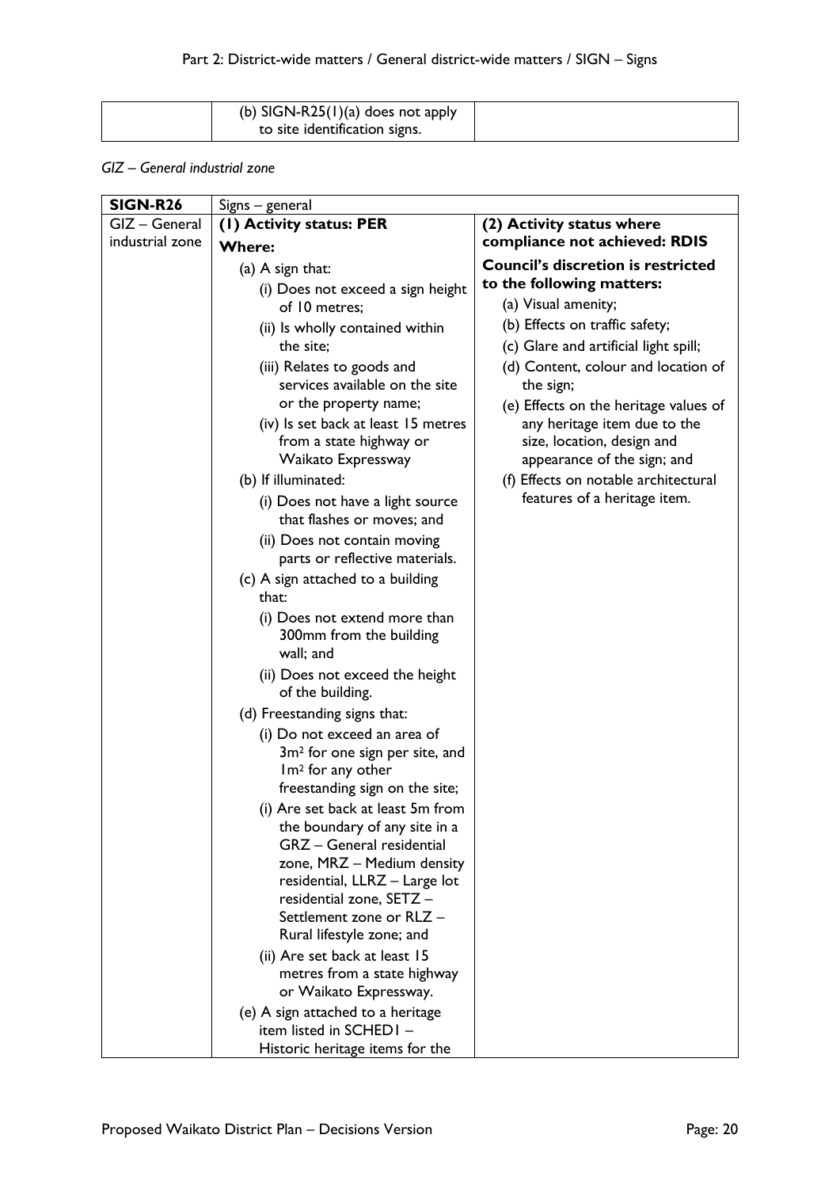| | (b) SIGN-R25(1)(a) does not apply to site identification signs. | |
|---|---|---|

*GIZ – General industrial zone*

| SIGN-R26 | Signs – general | |
|---|---|---|
| GIZ – General industrial zone | **(1) Activity status: PER**<br>**Where:**<br>(a) A sign that:<br>(i) Does not exceed a sign height of 10 metres;<br>(ii) Is wholly contained within the site;<br>(iii) Relates to goods and services available on the site or the property name;<br>(iv) Is set back at least 15 metres from a state highway or Waikato Expressway<br>(b) If illuminated:<br>(i) Does not have a light source that flashes or moves; and<br>(ii) Does not contain moving parts or reflective materials.<br>(c) A sign attached to a building that:<br>(i) Does not extend more than 300mm from the building wall; and<br>(ii) Does not exceed the height of the building.<br>(d) Freestanding signs that:<br>(i) Do not exceed an area of 3m² for one sign per site, and 1m² for any other freestanding sign on the site;<br>(i) Are set back at least 5m from the boundary of any site in a GRZ – General residential zone, MRZ – Medium density residential, LLRZ – Large lot residential zone, SETZ – Settlement zone or RLZ – Rural lifestyle zone; and<br>(ii) Are set back at least 15 metres from a state highway or Waikato Expressway.<br>(e) A sign attached to a heritage item listed in SCHED1 – Historic heritage items for the | **(2) Activity status where compliance not achieved: RDIS**<br>**Council's discretion is restricted to the following matters:**<br>(a) Visual amenity;<br>(b) Effects on traffic safety;<br>(c) Glare and artificial light spill;<br>(d) Content, colour and location of the sign;<br>(e) Effects on the heritage values of any heritage item due to the size, location, design and appearance of the sign; and<br>(f) Effects on notable architectural features of a heritage item. |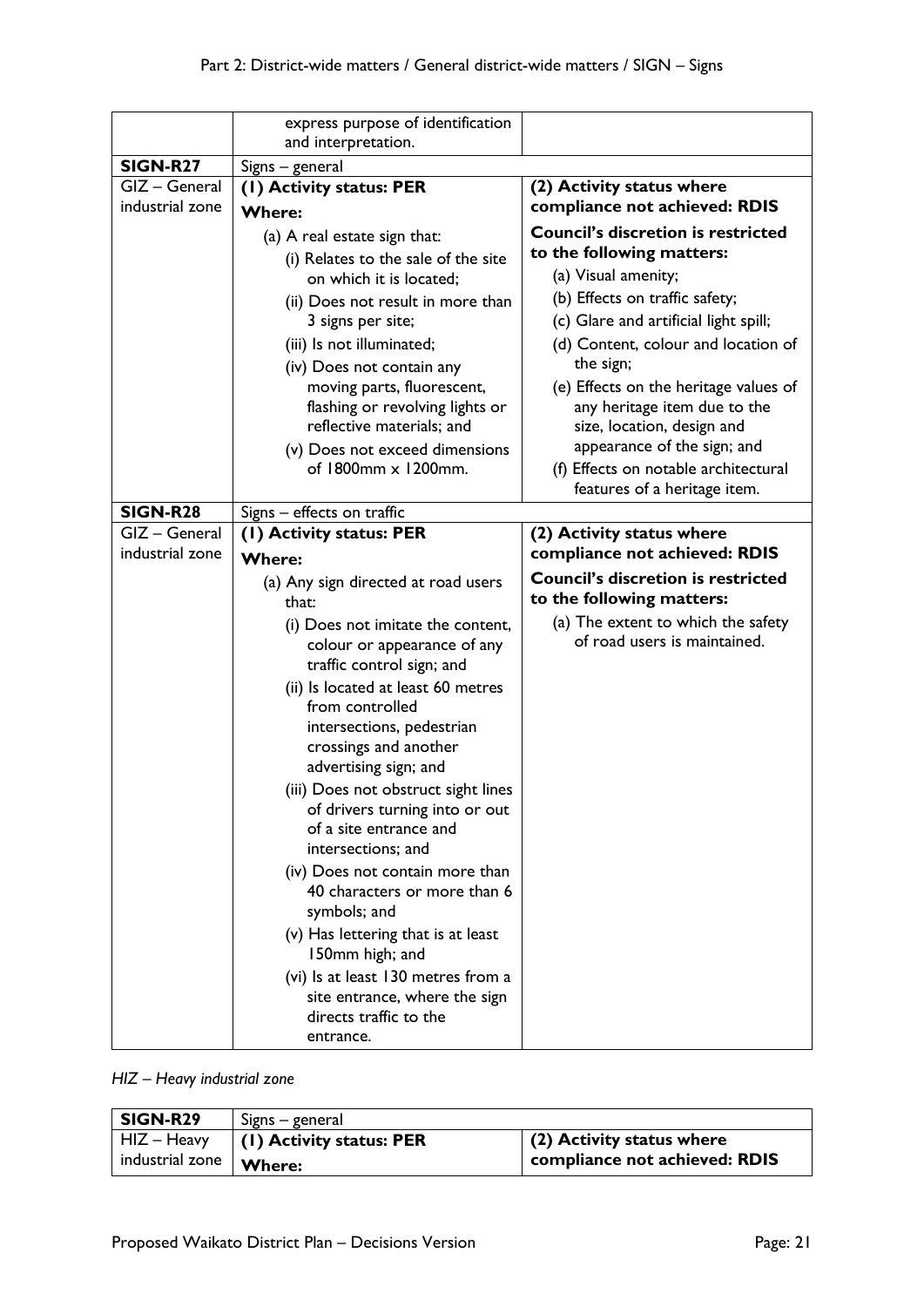| | | |
|---|---|---|
| | express purpose of identification and interpretation. | |
| **SIGN-R27** | Signs – general | |
| GIZ – General industrial zone | **(1) Activity status: PER**<br>**Where:**<br>(a) A real estate sign that:<br>(i) Relates to the sale of the site on which it is located;<br>(ii) Does not result in more than 3 signs per site;<br>(iii) Is not illuminated;<br>(iv) Does not contain any moving parts, fluorescent, flashing or revolving lights or reflective materials; and<br>(v) Does not exceed dimensions of 1800mm x 1200mm. | **(2) Activity status where compliance not achieved: RDIS**<br>**Council's discretion is restricted to the following matters:**<br>(a) Visual amenity;<br>(b) Effects on traffic safety;<br>(c) Glare and artificial light spill;<br>(d) Content, colour and location of the sign;<br>(e) Effects on the heritage values of any heritage item due to the size, location, design and appearance of the sign; and<br>(f) Effects on notable architectural features of a heritage item. |
| **SIGN-R28** | Signs – effects on traffic | |
| GIZ – General industrial zone | **(1) Activity status: PER**<br>**Where:**<br>(a) Any sign directed at road users that:<br>(i) Does not imitate the content, colour or appearance of any traffic control sign; and<br>(ii) Is located at least 60 metres from controlled intersections, pedestrian crossings and another advertising sign; and<br>(iii) Does not obstruct sight lines of drivers turning into or out of a site entrance and intersections; and<br>(iv) Does not contain more than 40 characters or more than 6 symbols; and<br>(v) Has lettering that is at least 150mm high; and<br>(vi) Is at least 130 metres from a site entrance, where the sign directs traffic to the entrance. | **(2) Activity status where compliance not achieved: RDIS**<br>**Council's discretion is restricted to the following matters:**<br>(a) The extent to which the safety of road users is maintained. |

*HIZ – Heavy industrial zone*

| **SIGN-R29** | Signs – general | |
|---|---|---|
| HIZ – Heavy industrial zone | **(1) Activity status: PER**<br>**Where:** | **(2) Activity status where compliance not achieved: RDIS** |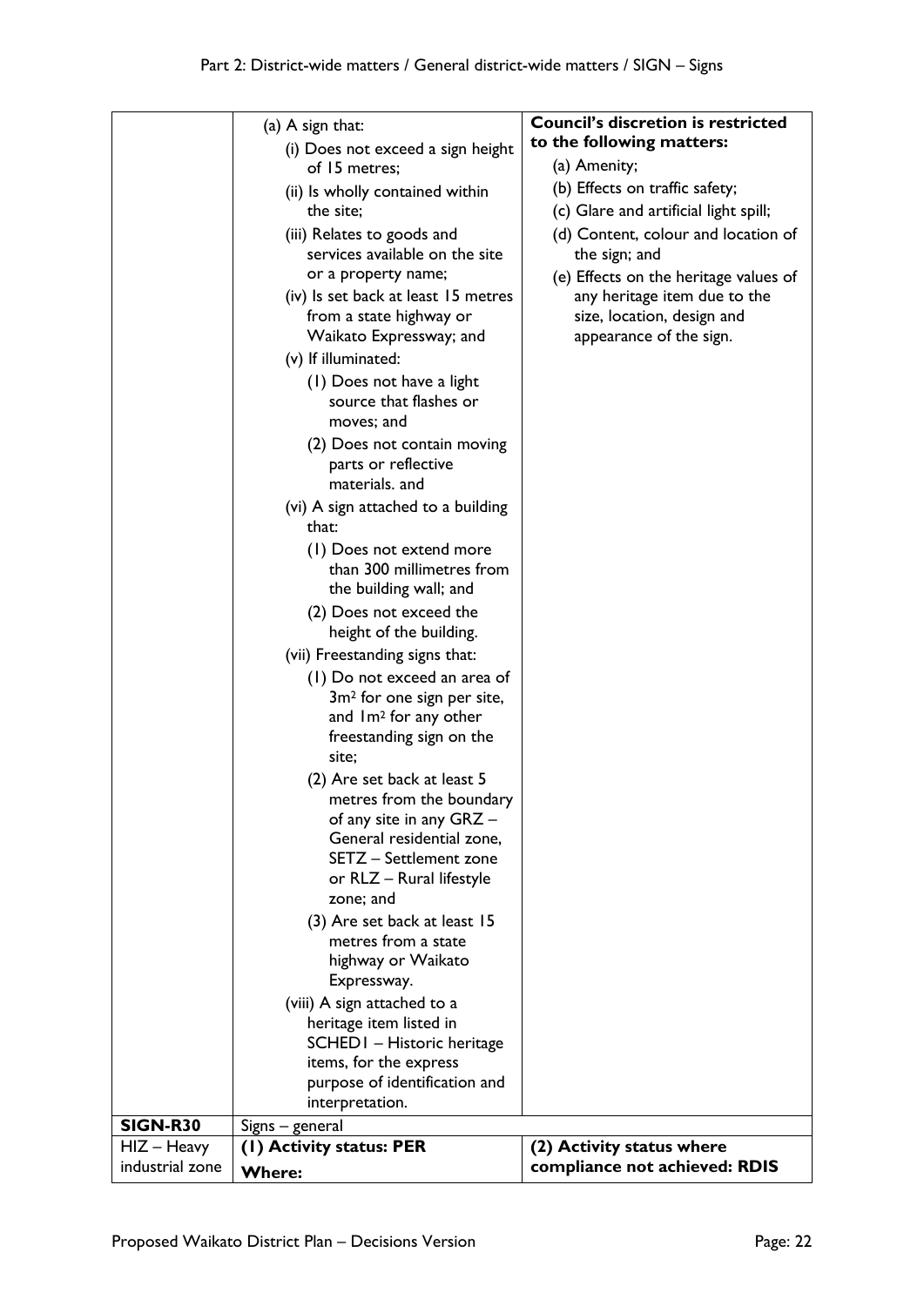| | | |
|---|---|---|
| | (a) A sign that:<br>(i) Does not exceed a sign height of 15 metres;<br>(ii) Is wholly contained within the site;<br>(iii) Relates to goods and services available on the site or a property name;<br>(iv) Is set back at least 15 metres from a state highway or Waikato Expressway; and<br>(v) If illuminated:<br>(1) Does not have a light source that flashes or moves; and<br>(2) Does not contain moving parts or reflective materials. and<br>(vi) A sign attached to a building that:<br>(1) Does not extend more than 300 millimetres from the building wall; and<br>(2) Does not exceed the height of the building.<br>(vii) Freestanding signs that:<br>(1) Do not exceed an area of 3m² for one sign per site, and 1m² for any other freestanding sign on the site;<br>(2) Are set back at least 5 metres from the boundary of any site in any GRZ – General residential zone, SETZ – Settlement zone or RLZ – Rural lifestyle zone; and<br>(3) Are set back at least 15 metres from a state highway or Waikato Expressway.<br>(viii) A sign attached to a heritage item listed in SCHED1 – Historic heritage items, for the express purpose of identification and interpretation. | **Council's discretion is restricted to the following matters:**<br>(a) Amenity;<br>(b) Effects on traffic safety;<br>(c) Glare and artificial light spill;<br>(d) Content, colour and location of the sign; and<br>(e) Effects on the heritage values of any heritage item due to the size, location, design and appearance of the sign. |
| **SIGN-R30** | Signs – general | |
| HIZ – Heavy industrial zone | **(1) Activity status: PER**<br>**Where:** | **(2) Activity status where compliance not achieved: RDIS** |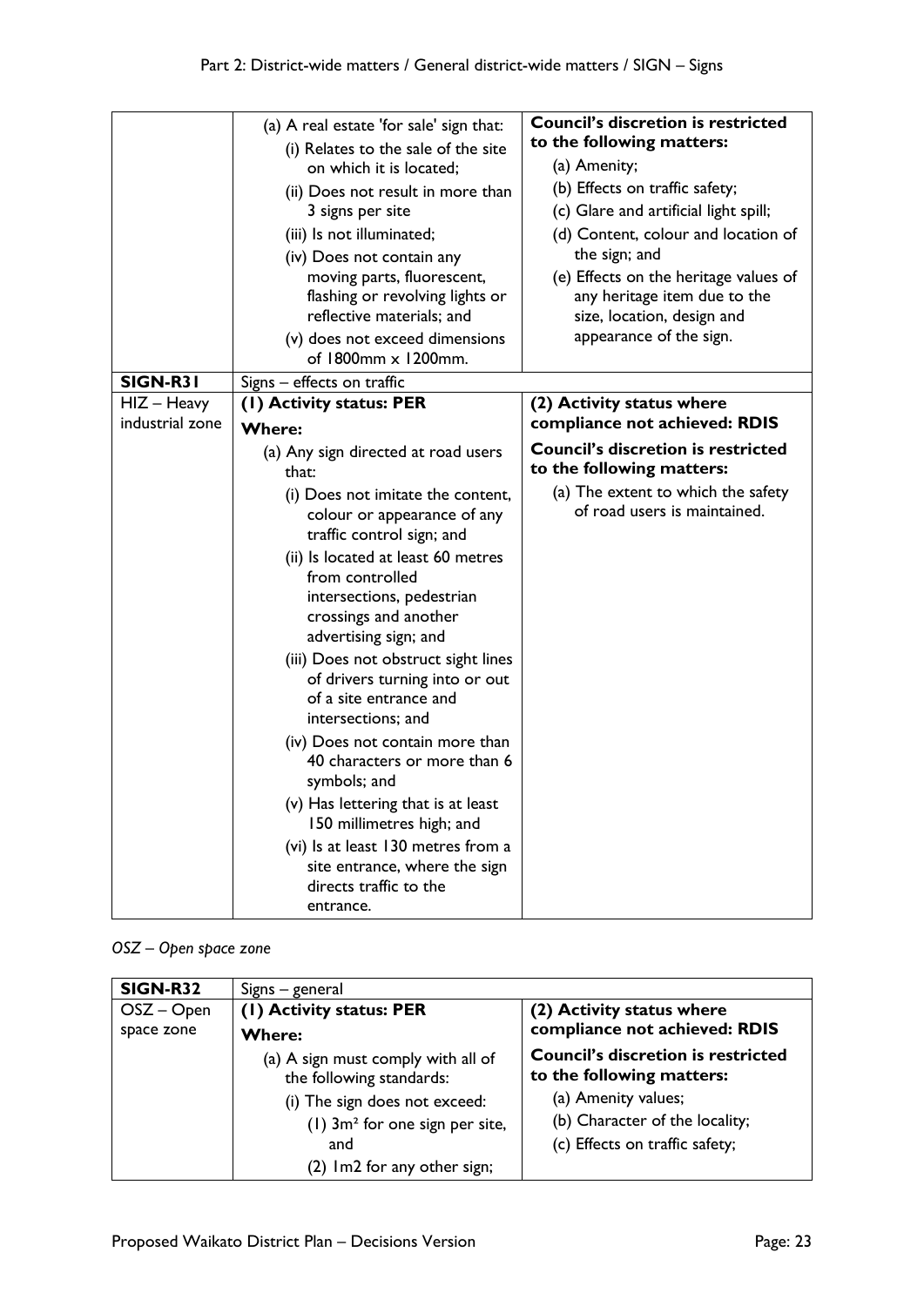| | | |
|---|---|---|
| | (a) A real estate 'for sale' sign that:<br>(i) Relates to the sale of the site on which it is located;<br>(ii) Does not result in more than 3 signs per site<br>(iii) Is not illuminated;<br>(iv) Does not contain any moving parts, fluorescent, flashing or revolving lights or reflective materials; and<br>(v) does not exceed dimensions of 1800mm x 1200mm. | **Council's discretion is restricted to the following matters:**<br>(a) Amenity;<br>(b) Effects on traffic safety;<br>(c) Glare and artificial light spill;<br>(d) Content, colour and location of the sign; and<br>(e) Effects on the heritage values of any heritage item due to the size, location, design and appearance of the sign. |
| **SIGN-R31** | Signs – effects on traffic | |
| HIZ – Heavy industrial zone | **(1) Activity status: PER**<br>**Where:**<br>(a) Any sign directed at road users that:<br>(i) Does not imitate the content, colour or appearance of any traffic control sign; and<br>(ii) Is located at least 60 metres from controlled intersections, pedestrian crossings and another advertising sign; and<br>(iii) Does not obstruct sight lines of drivers turning into or out of a site entrance and intersections; and<br>(iv) Does not contain more than 40 characters or more than 6 symbols; and<br>(v) Has lettering that is at least 150 millimetres high; and<br>(vi) Is at least 130 metres from a site entrance, where the sign directs traffic to the entrance. | **(2) Activity status where compliance not achieved: RDIS**<br>**Council's discretion is restricted to the following matters:**<br>(a) The extent to which the safety of road users is maintained. |

*OSZ – Open space zone*

| **SIGN-R32** | Signs – general | |
|---|---|---|
| OSZ – Open space zone | **(1) Activity status: PER**<br>**Where:**<br>(a) A sign must comply with all of the following standards:<br>(i) The sign does not exceed:<br>(1) 3m² for one sign per site, and<br>(2) 1m2 for any other sign; | **(2) Activity status where compliance not achieved: RDIS**<br>**Council's discretion is restricted to the following matters:**<br>(a) Amenity values;<br>(b) Character of the locality;<br>(c) Effects on traffic safety; |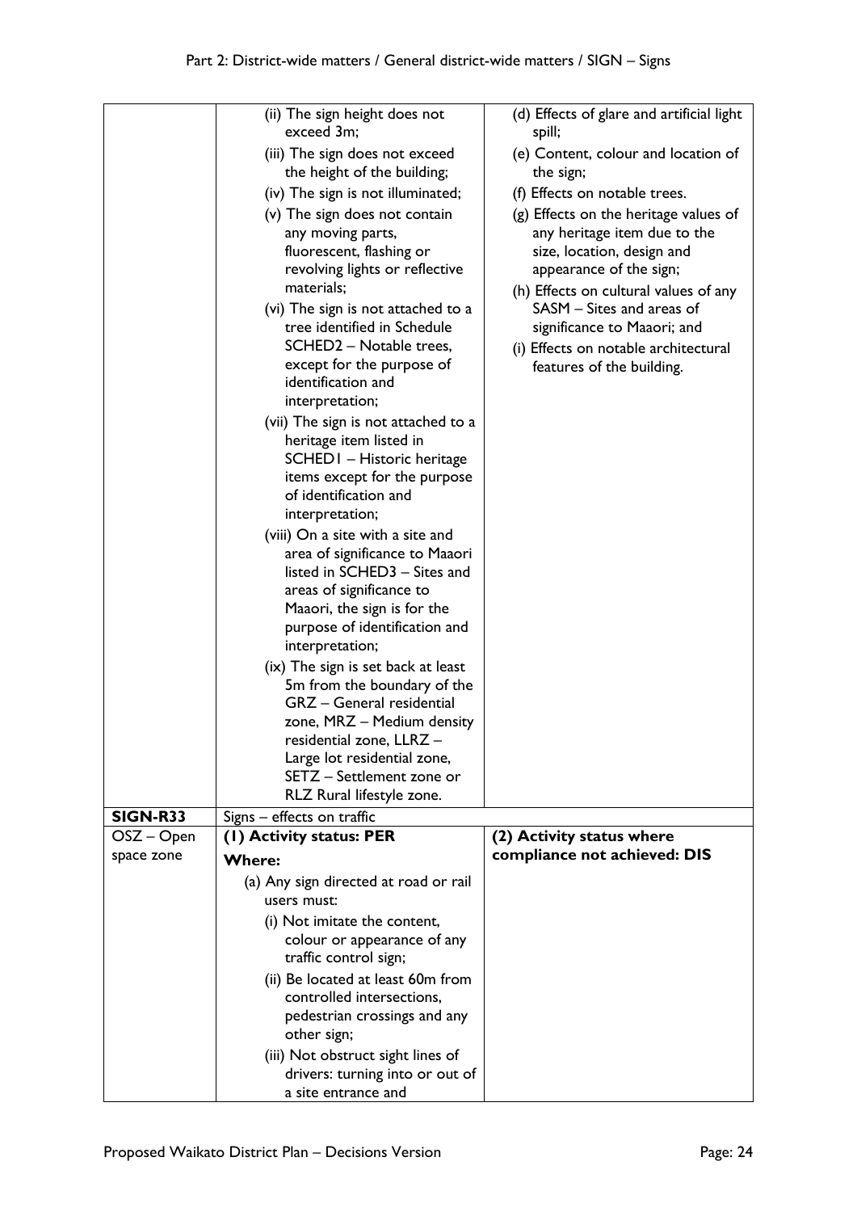| | | |
|---|---|---|
| | (ii) The sign height does not exceed 3m;<br>(iii) The sign does not exceed the height of the building;<br>(iv) The sign is not illuminated;<br>(v) The sign does not contain any moving parts, fluorescent, flashing or revolving lights or reflective materials;<br>(vi) The sign is not attached to a tree identified in Schedule SCHED2 – Notable trees, except for the purpose of identification and interpretation;<br>(vii) The sign is not attached to a heritage item listed in SCHED1 – Historic heritage items except for the purpose of identification and interpretation;<br>(viii) On a site with a site and area of significance to Maaori listed in SCHED3 – Sites and areas of significance to Maaori, the sign is for the purpose of identification and interpretation;<br>(ix) The sign is set back at least 5m from the boundary of the GRZ – General residential zone, MRZ – Medium density residential zone, LLRZ – Large lot residential zone, SETZ – Settlement zone or RLZ Rural lifestyle zone. | (d) Effects of glare and artificial light spill;<br>(e) Content, colour and location of the sign;<br>(f) Effects on notable trees.<br>(g) Effects on the heritage values of any heritage item due to the size, location, design and appearance of the sign;<br>(h) Effects on cultural values of any SASM – Sites and areas of significance to Maaori; and<br>(i) Effects on notable architectural features of the building. |
| **SIGN-R33** | Signs – effects on traffic | |
| OSZ – Open space zone | **(1) Activity status: PER**<br>**Where:**<br>(a) Any sign directed at road or rail users must:<br>(i) Not imitate the content, colour or appearance of any traffic control sign;<br>(ii) Be located at least 60m from controlled intersections, pedestrian crossings and any other sign;<br>(iii) Not obstruct sight lines of drivers: turning into or out of a site entrance and | **(2) Activity status where compliance not achieved: DIS** |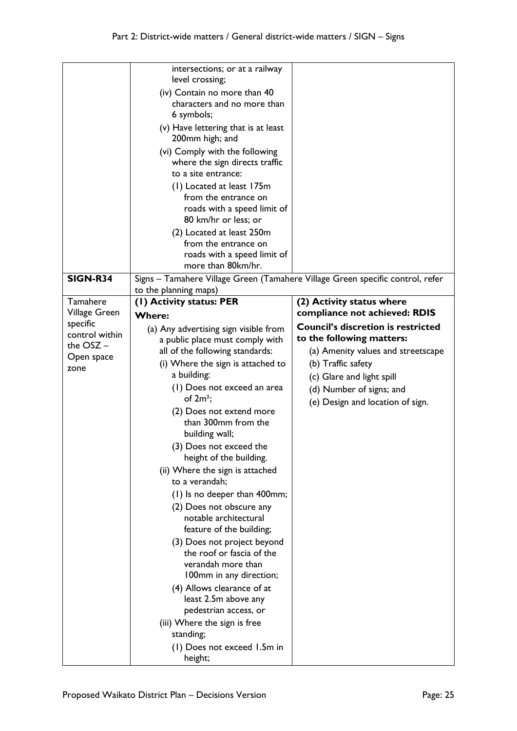| | | |
|---|---|---|
| | intersections; or at a railway level crossing;<br>(iv) Contain no more than 40 characters and no more than 6 symbols;<br>(v) Have lettering that is at least 200mm high; and<br>(vi) Comply with the following where the sign directs traffic to a site entrance:<br>(1) Located at least 175m from the entrance on roads with a speed limit of 80 km/hr or less; or<br>(2) Located at least 250m from the entrance on roads with a speed limit of more than 80km/hr. | |
| **SIGN-R34** | Signs – Tamahere Village Green (Tamahere Village Green specific control, refer to the planning maps) | |
| Tamahere Village Green specific control within the OSZ – Open space zone | **(1) Activity status: PER**<br>**Where:**<br>(a) Any advertising sign visible from a public place must comply with all of the following standards:<br>(i) Where the sign is attached to a building:<br>(1) Does not exceed an area of 2m²;<br>(2) Does not extend more than 300mm from the building wall;<br>(3) Does not exceed the height of the building.<br>(ii) Where the sign is attached to a verandah;<br>(1) Is no deeper than 400mm;<br>(2) Does not obscure any notable architectural feature of the building;<br>(3) Does not project beyond the roof or fascia of the verandah more than 100mm in any direction;<br>(4) Allows clearance of at least 2.5m above any pedestrian access, or<br>(iii) Where the sign is free standing;<br>(1) Does not exceed 1.5m in height; | **(2) Activity status where compliance not achieved: RDIS**<br>**Council's discretion is restricted to the following matters:**<br>(a) Amenity values and streetscape<br>(b) Traffic safety<br>(c) Glare and light spill<br>(d) Number of signs; and<br>(e) Design and location of sign. |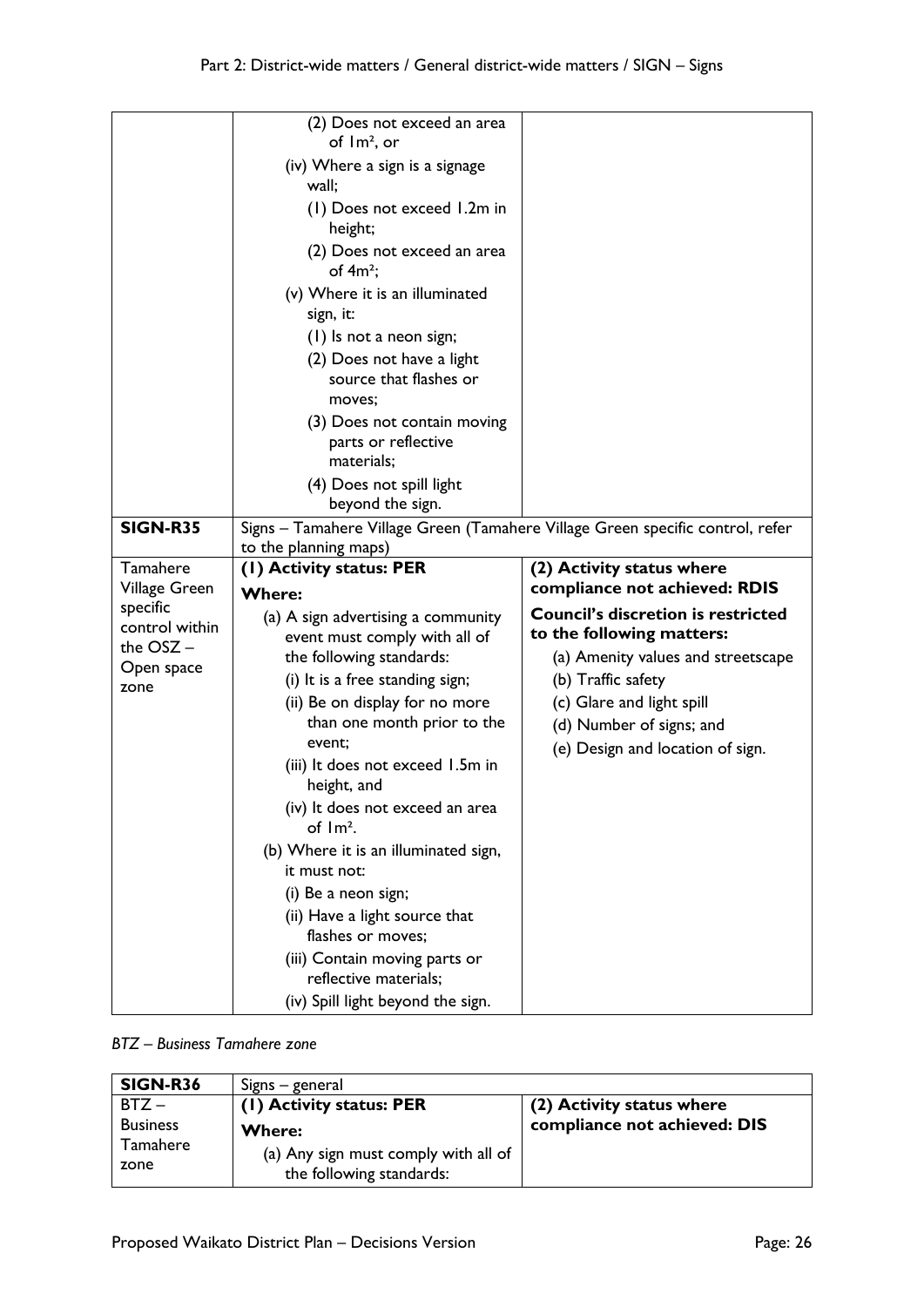| | | |
|---|---|---|
| | (2) Does not exceed an area of 1m², or<br>(iv) Where a sign is a signage wall;<br>(1) Does not exceed 1.2m in height;<br>(2) Does not exceed an area of 4m²;<br>(v) Where it is an illuminated sign, it:<br>(1) Is not a neon sign;<br>(2) Does not have a light source that flashes or moves;<br>(3) Does not contain moving parts or reflective materials;<br>(4) Does not spill light beyond the sign. | |
| **SIGN-R35** | Signs – Tamahere Village Green (Tamahere Village Green specific control, refer to the planning maps) | |
| Tamahere Village Green specific control within the OSZ – Open space zone | **(1) Activity status: PER**<br>**Where:**<br>(a) A sign advertising a community event must comply with all of the following standards:<br>(i) It is a free standing sign;<br>(ii) Be on display for no more than one month prior to the event;<br>(iii) It does not exceed 1.5m in height, and<br>(iv) It does not exceed an area of 1m².<br>(b) Where it is an illuminated sign, it must not:<br>(i) Be a neon sign;<br>(ii) Have a light source that flashes or moves;<br>(iii) Contain moving parts or reflective materials;<br>(iv) Spill light beyond the sign. | **(2) Activity status where compliance not achieved: RDIS**<br>**Council's discretion is restricted to the following matters:**<br>(a) Amenity values and streetscape<br>(b) Traffic safety<br>(c) Glare and light spill<br>(d) Number of signs; and<br>(e) Design and location of sign. |

*BTZ – Business Tamahere zone*

| SIGN-R36 | Signs – general | |
|---|---|---|
| BTZ – Business Tamahere zone | **(1) Activity status: PER**<br>**Where:**<br>(a) Any sign must comply with all of the following standards: | **(2) Activity status where compliance not achieved: DIS** |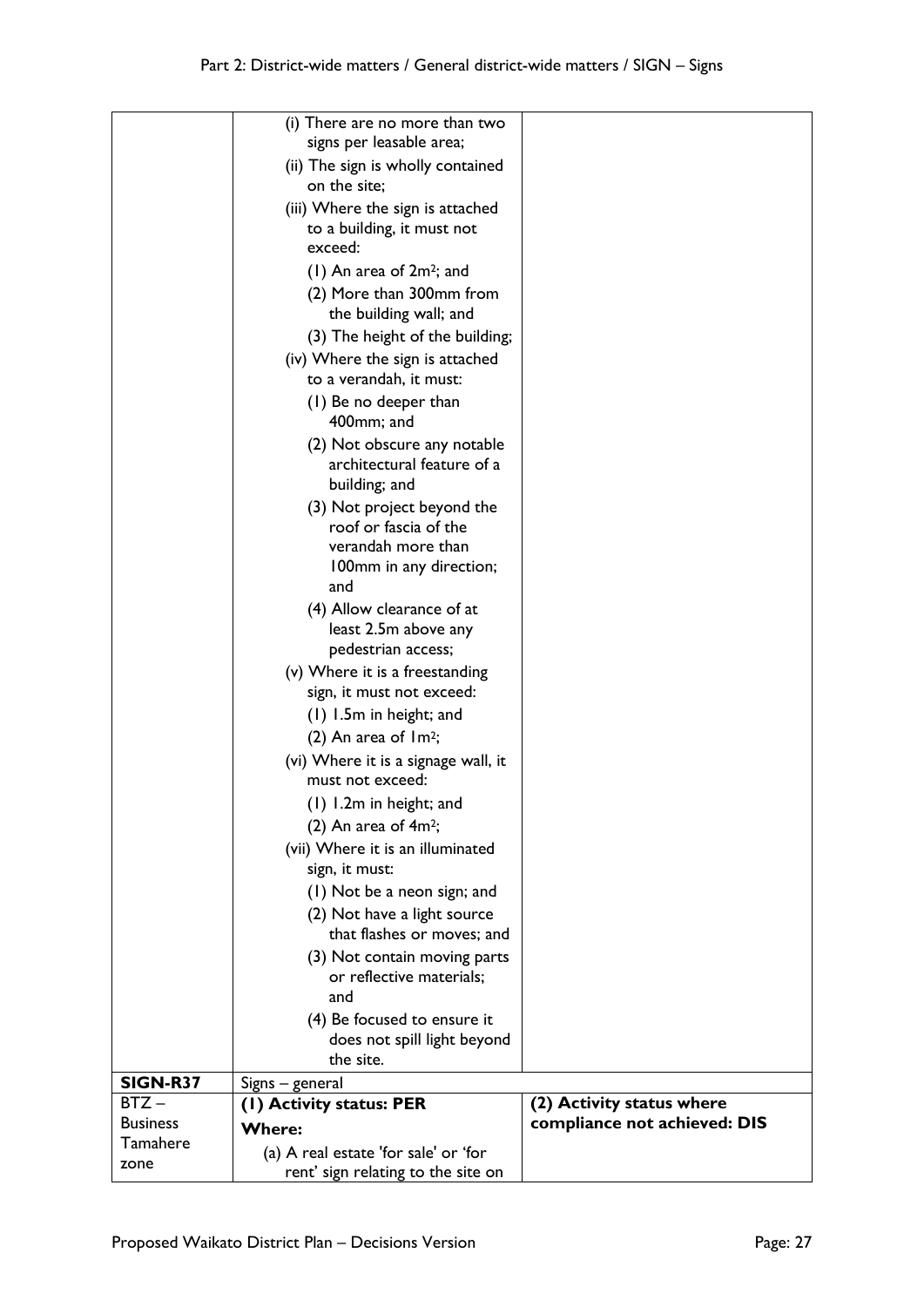| | | |
|---|---|---|
| | (i) There are no more than two signs per leasable area;<br>(ii) The sign is wholly contained on the site;<br>(iii) Where the sign is attached to a building, it must not exceed:<br>(1) An area of $2m^2$; and<br>(2) More than 300mm from the building wall; and<br>(3) The height of the building;<br>(iv) Where the sign is attached to a verandah, it must:<br>(1) Be no deeper than 400mm; and<br>(2) Not obscure any notable architectural feature of a building; and<br>(3) Not project beyond the roof or fascia of the verandah more than 100mm in any direction; and<br>(4) Allow clearance of at least 2.5m above any pedestrian access;<br>(v) Where it is a freestanding sign, it must not exceed:<br>(1) 1.5m in height; and<br>(2) An area of $1m^2$;<br>(vi) Where it is a signage wall, it must not exceed:<br>(1) 1.2m in height; and<br>(2) An area of $4m^2$;<br>(vii) Where it is an illuminated sign, it must:<br>(1) Not be a neon sign; and<br>(2) Not have a light source that flashes or moves; and<br>(3) Not contain moving parts or reflective materials; and<br>(4) Be focused to ensure it does not spill light beyond the site. | |
| **SIGN-R37** | Signs – general | |
| BTZ – Business Tamahere zone | **(1) Activity status: PER**<br>**Where:**<br>(a) A real estate 'for sale' or 'for rent' sign relating to the site on | **(2) Activity status where compliance not achieved: DIS** |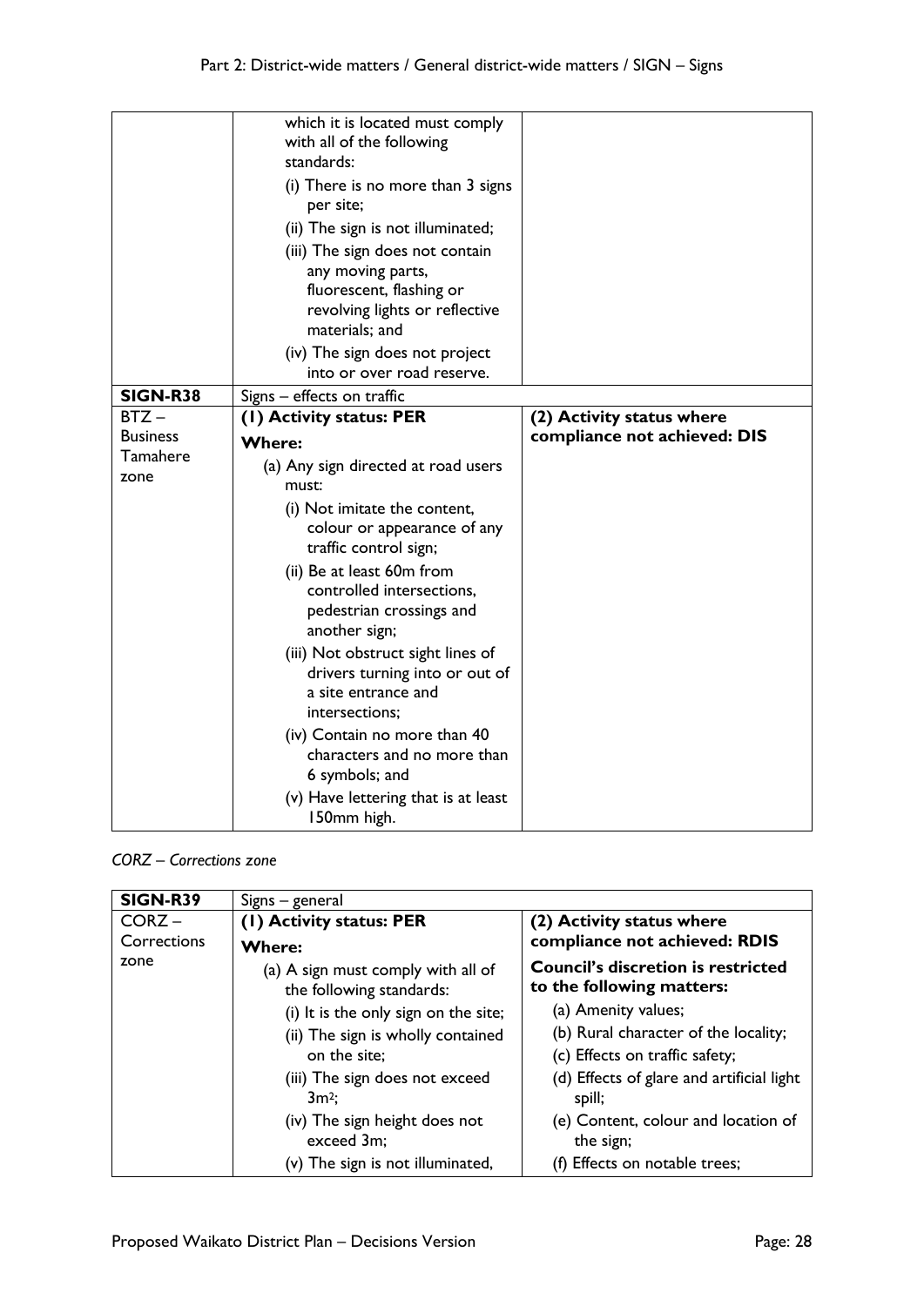| | | |
|---|---|---|
| | which it is located must comply with all of the following standards:<br>(i) There is no more than 3 signs per site;<br>(ii) The sign is not illuminated;<br>(iii) The sign does not contain any moving parts, fluorescent, flashing or revolving lights or reflective materials; and<br>(iv) The sign does not project into or over road reserve. | |
| **SIGN-R38** | Signs – effects on traffic | |
| BTZ – Business Tamahere zone | **(1) Activity status: PER**<br>**Where:**<br>(a) Any sign directed at road users must:<br>(i) Not imitate the content, colour or appearance of any traffic control sign;<br>(ii) Be at least 60m from controlled intersections, pedestrian crossings and another sign;<br>(iii) Not obstruct sight lines of drivers turning into or out of a site entrance and intersections;<br>(iv) Contain no more than 40 characters and no more than 6 symbols; and<br>(v) Have lettering that is at least 150mm high. | **(2) Activity status where compliance not achieved: DIS** |

*CORZ – Corrections zone*

| **SIGN-R39** | Signs – general | |
|---|---|---|
| CORZ – Corrections zone | **(1) Activity status: PER**<br>**Where:**<br>(a) A sign must comply with all of the following standards:<br>(i) It is the only sign on the site;<br>(ii) The sign is wholly contained on the site;<br>(iii) The sign does not exceed $3m^2$;<br>(iv) The sign height does not exceed 3m;<br>(v) The sign is not illuminated, | **(2) Activity status where compliance not achieved: RDIS**<br>**Council's discretion is restricted to the following matters:**<br>(a) Amenity values;<br>(b) Rural character of the locality;<br>(c) Effects on traffic safety;<br>(d) Effects of glare and artificial light spill;<br>(e) Content, colour and location of the sign;<br>(f) Effects on notable trees; |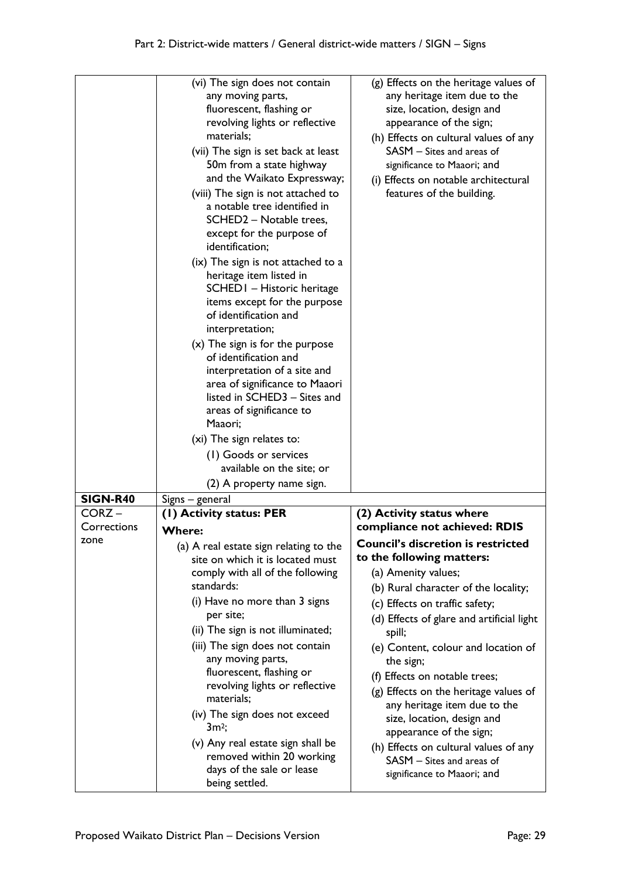| | | |
|---|---|---|
| | (vi) The sign does not contain any moving parts, fluorescent, flashing or revolving lights or reflective materials;<br>(vii) The sign is set back at least 50m from a state highway and the Waikato Expressway;<br>(viii) The sign is not attached to a notable tree identified in SCHED2 – Notable trees, except for the purpose of identification;<br>(ix) The sign is not attached to a heritage item listed in SCHED1 – Historic heritage items except for the purpose of identification and interpretation;<br>(x) The sign is for the purpose of identification and interpretation of a site and area of significance to Maaori listed in SCHED3 – Sites and areas of significance to Maaori;<br>(xi) The sign relates to:<br>(1) Goods or services available on the site; or<br>(2) A property name sign. | (g) Effects on the heritage values of any heritage item due to the size, location, design and appearance of the sign;<br>(h) Effects on cultural values of any SASM – Sites and areas of significance to Maaori; and<br>(i) Effects on notable architectural features of the building. |
| **SIGN-R40** | Signs – general | |
| CORZ – Corrections zone | **(1) Activity status: PER**<br>**Where:**<br>(a) A real estate sign relating to the site on which it is located must comply with all of the following standards:<br>(i) Have no more than 3 signs per site;<br>(ii) The sign is not illuminated;<br>(iii) The sign does not contain any moving parts, fluorescent, flashing or revolving lights or reflective materials;<br>(iv) The sign does not exceed $3m^2$;<br>(v) Any real estate sign shall be removed within 20 working days of the sale or lease being settled. | **(2) Activity status where compliance not achieved: RDIS**<br>**Council's discretion is restricted to the following matters:**<br>(a) Amenity values;<br>(b) Rural character of the locality;<br>(c) Effects on traffic safety;<br>(d) Effects of glare and artificial light spill;<br>(e) Content, colour and location of the sign;<br>(f) Effects on notable trees;<br>(g) Effects on the heritage values of any heritage item due to the size, location, design and appearance of the sign;<br>(h) Effects on cultural values of any SASM – Sites and areas of significance to Maaori; and |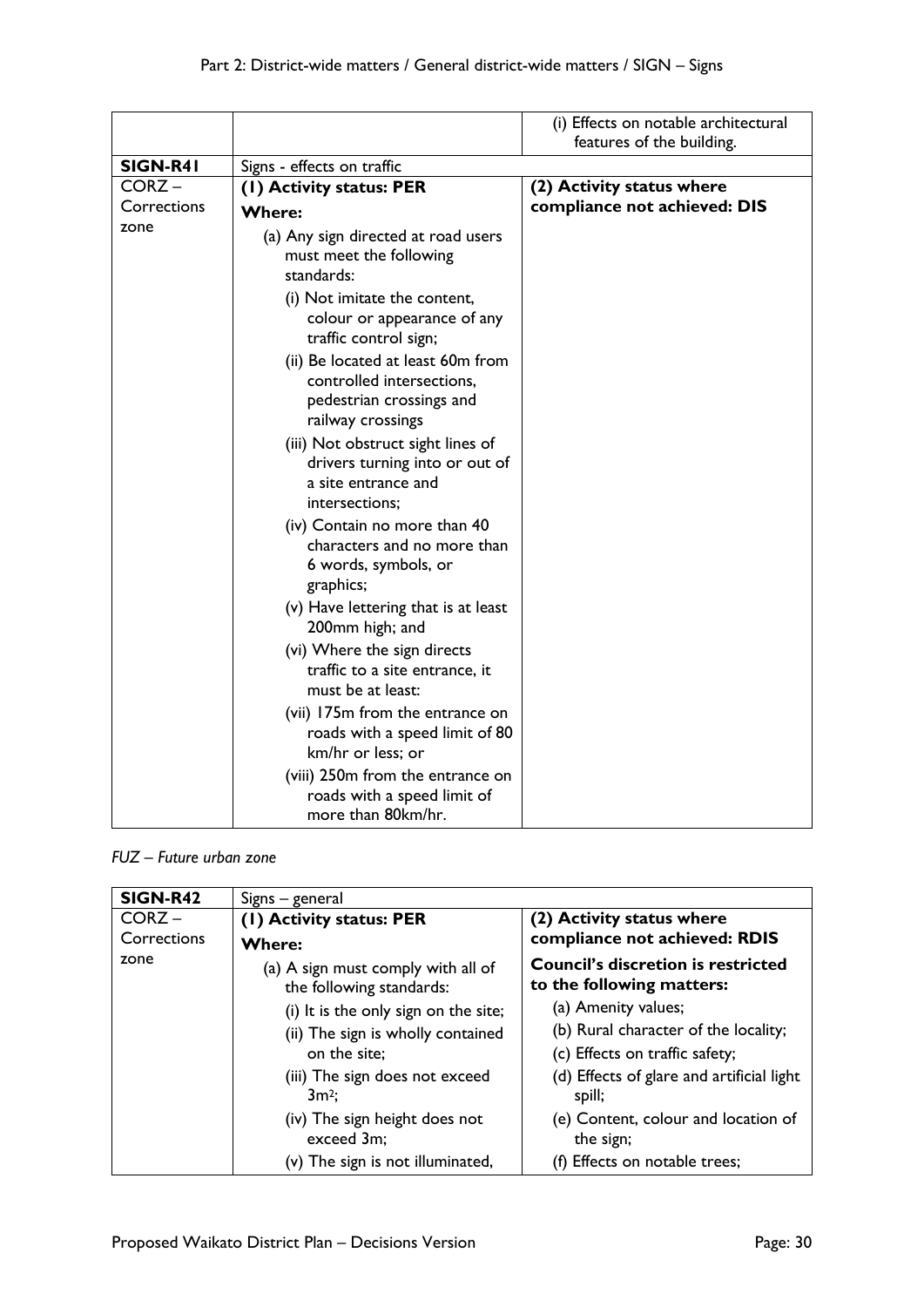| | | (i) Effects on notable architectural features of the building. |
|---|---|---|
| **SIGN-R41** | Signs - effects on traffic | |
| CORZ – Corrections zone | **(1) Activity status: PER**<br>**Where:**<br>(a) Any sign directed at road users must meet the following standards:<br>(i) Not imitate the content, colour or appearance of any traffic control sign;<br>(ii) Be located at least 60m from controlled intersections, pedestrian crossings and railway crossings<br>(iii) Not obstruct sight lines of drivers turning into or out of a site entrance and intersections;<br>(iv) Contain no more than 40 characters and no more than 6 words, symbols, or graphics;<br>(v) Have lettering that is at least 200mm high; and<br>(vi) Where the sign directs traffic to a site entrance, it must be at least:<br>(vii) 175m from the entrance on roads with a speed limit of 80 km/hr or less; or<br>(viii) 250m from the entrance on roads with a speed limit of more than 80km/hr. | **(2) Activity status where compliance not achieved: DIS** |

*FUZ – Future urban zone*

| **SIGN-R42** | Signs – general | |
|---|---|---|
| CORZ – Corrections zone | **(1) Activity status: PER**<br>**Where:**<br>(a) A sign must comply with all of the following standards:<br>(i) It is the only sign on the site;<br>(ii) The sign is wholly contained on the site;<br>(iii) The sign does not exceed $3m^2$;<br>(iv) The sign height does not exceed 3m;<br>(v) The sign is not illuminated, | **(2) Activity status where compliance not achieved: RDIS**<br>**Council's discretion is restricted to the following matters:**<br>(a) Amenity values;<br>(b) Rural character of the locality;<br>(c) Effects on traffic safety;<br>(d) Effects of glare and artificial light spill;<br>(e) Content, colour and location of the sign;<br>(f) Effects on notable trees; |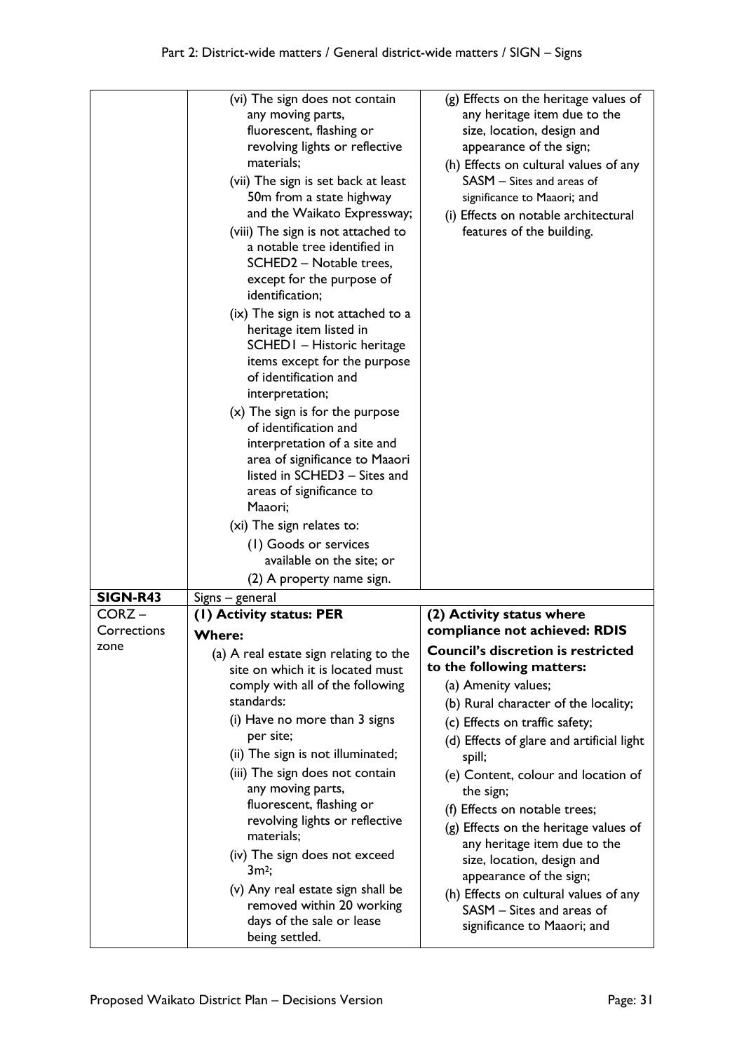| | | |
|---|---|---|
| | (vi) The sign does not contain any moving parts, fluorescent, flashing or revolving lights or reflective materials;<br>(vii) The sign is set back at least 50m from a state highway and the Waikato Expressway;<br>(viii) The sign is not attached to a notable tree identified in SCHED2 – Notable trees, except for the purpose of identification;<br>(ix) The sign is not attached to a heritage item listed in SCHED1 – Historic heritage items except for the purpose of identification and interpretation;<br>(x) The sign is for the purpose of identification and interpretation of a site and area of significance to Maaori listed in SCHED3 – Sites and areas of significance to Maaori;<br>(xi) The sign relates to:<br>(1) Goods or services available on the site; or<br>(2) A property name sign. | (g) Effects on the heritage values of any heritage item due to the size, location, design and appearance of the sign;<br>(h) Effects on cultural values of any SASM – Sites and areas of significance to Maaori; and<br>(i) Effects on notable architectural features of the building. |
| **SIGN-R43** | Signs – general | |
| CORZ – Corrections zone | **(1) Activity status: PER**<br>**Where:**<br>(a) A real estate sign relating to the site on which it is located must comply with all of the following standards:<br>(i) Have no more than 3 signs per site;<br>(ii) The sign is not illuminated;<br>(iii) The sign does not contain any moving parts, fluorescent, flashing or revolving lights or reflective materials;<br>(iv) The sign does not exceed 3m²;<br>(v) Any real estate sign shall be removed within 20 working days of the sale or lease being settled. | **(2) Activity status where compliance not achieved: RDIS**<br>**Council's discretion is restricted to the following matters:**<br>(a) Amenity values;<br>(b) Rural character of the locality;<br>(c) Effects on traffic safety;<br>(d) Effects of glare and artificial light spill;<br>(e) Content, colour and location of the sign;<br>(f) Effects on notable trees;<br>(g) Effects on the heritage values of any heritage item due to the size, location, design and appearance of the sign;<br>(h) Effects on cultural values of any SASM – Sites and areas of significance to Maaori; and |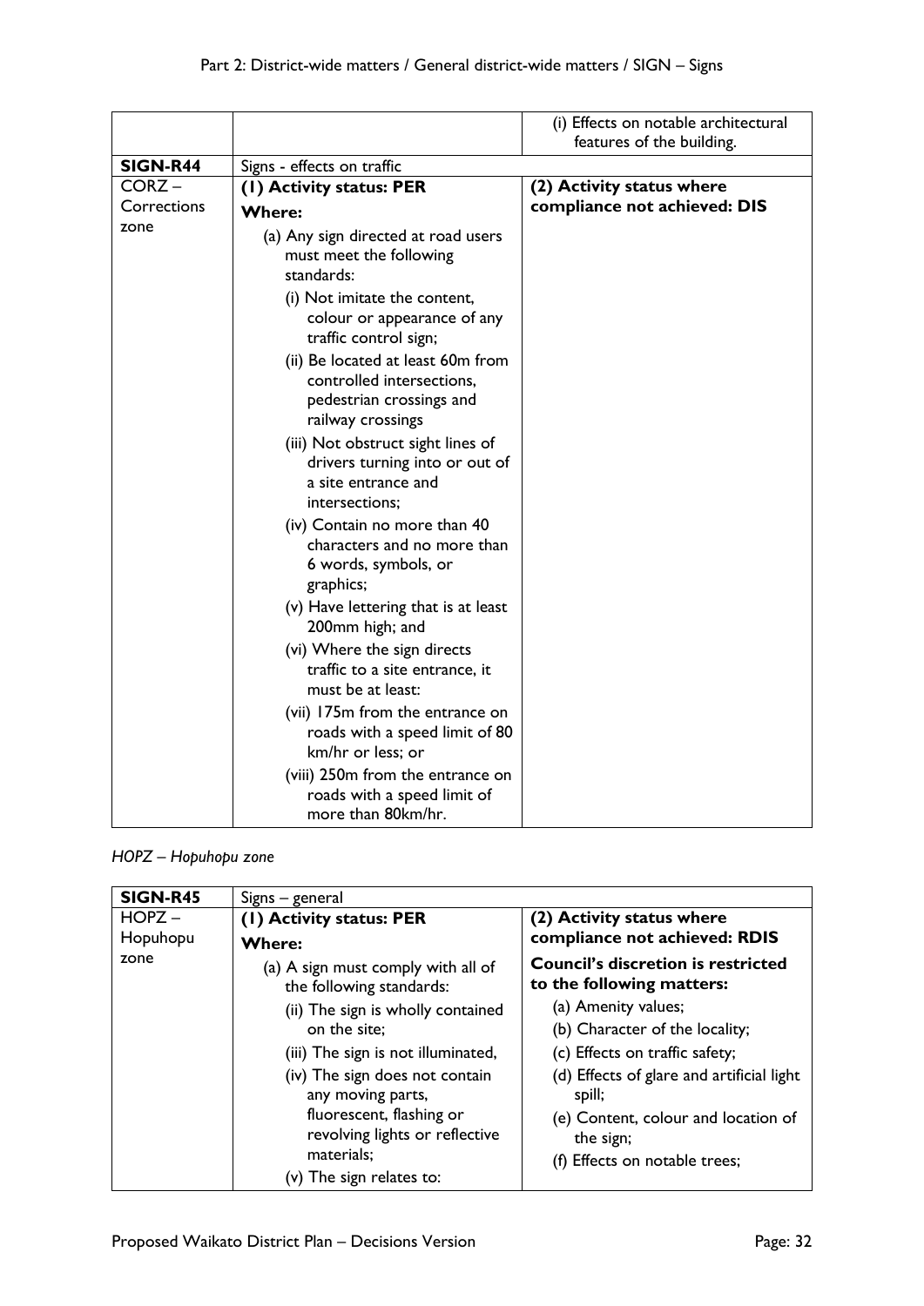| | | (i) Effects on notable architectural features of the building. |
|---|---|---|
| **SIGN-R44** | Signs - effects on traffic | |
| CORZ – Corrections zone | **(1) Activity status: PER**<br>**Where:**<br>(a) Any sign directed at road users must meet the following standards:<br>(i) Not imitate the content, colour or appearance of any traffic control sign;<br>(ii) Be located at least 60m from controlled intersections, pedestrian crossings and railway crossings<br>(iii) Not obstruct sight lines of drivers turning into or out of a site entrance and intersections;<br>(iv) Contain no more than 40 characters and no more than 6 words, symbols, or graphics;<br>(v) Have lettering that is at least 200mm high; and<br>(vi) Where the sign directs traffic to a site entrance, it must be at least:<br>(vii) 175m from the entrance on roads with a speed limit of 80 km/hr or less; or<br>(viii) 250m from the entrance on roads with a speed limit of more than 80km/hr. | **(2) Activity status where compliance not achieved: DIS** |

*HOPZ – Hopuhopu zone*

| **SIGN-R45** | Signs – general | |
|---|---|---|
| HOPZ – Hopuhopu zone | **(1) Activity status: PER**<br>**Where:**<br>(a) A sign must comply with all of the following standards:<br>(ii) The sign is wholly contained on the site;<br>(iii) The sign is not illuminated,<br>(iv) The sign does not contain any moving parts, fluorescent, flashing or revolving lights or reflective materials;<br>(v) The sign relates to: | **(2) Activity status where compliance not achieved: RDIS**<br>**Council's discretion is restricted to the following matters:**<br>(a) Amenity values;<br>(b) Character of the locality;<br>(c) Effects on traffic safety;<br>(d) Effects of glare and artificial light spill;<br>(e) Content, colour and location of the sign;<br>(f) Effects on notable trees; |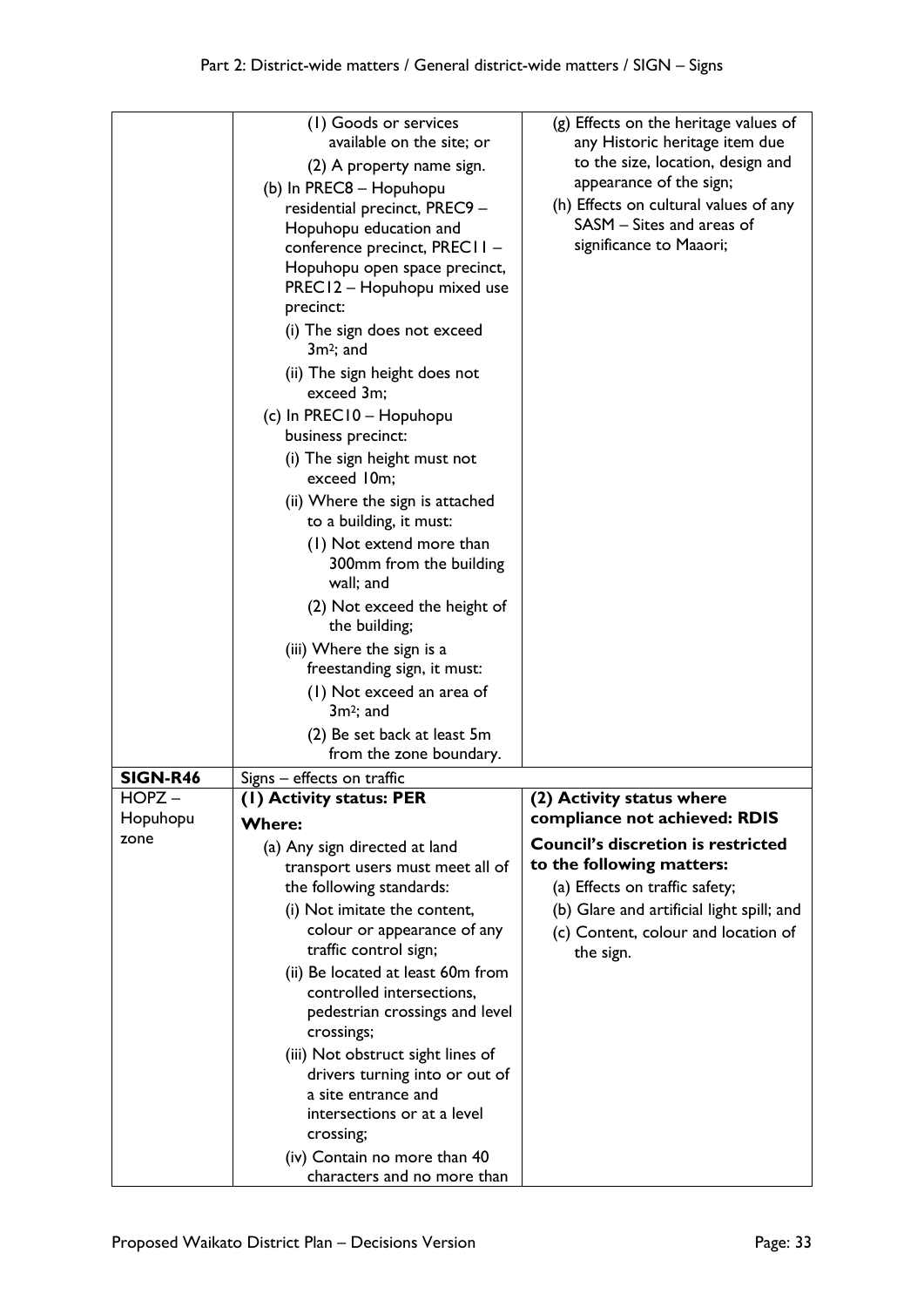| | | |
|---|---|---|
| | (1) Goods or services available on the site; or<br>(2) A property name sign.<br>(b) In PREC8 – Hopuhopu residential precinct, PREC9 – Hopuhopu education and conference precinct, PREC11 – Hopuhopu open space precinct, PREC12 – Hopuhopu mixed use precinct:<br>(i) The sign does not exceed 3m²; and<br>(ii) The sign height does not exceed 3m;<br>(c) In PREC10 – Hopuhopu business precinct:<br>(i) The sign height must not exceed 10m;<br>(ii) Where the sign is attached to a building, it must:<br>(1) Not extend more than 300mm from the building wall; and<br>(2) Not exceed the height of the building;<br>(iii) Where the sign is a freestanding sign, it must:<br>(1) Not exceed an area of 3m²; and<br>(2) Be set back at least 5m from the zone boundary. | (g) Effects on the heritage values of any Historic heritage item due to the size, location, design and appearance of the sign;<br>(h) Effects on cultural values of any SASM – Sites and areas of significance to Maaori; |
| **SIGN-R46** | Signs – effects on traffic | |
| HOPZ – Hopuhopu zone | **(1) Activity status: PER**<br>**Where:**<br>(a) Any sign directed at land transport users must meet all of the following standards:<br>(i) Not imitate the content, colour or appearance of any traffic control sign;<br>(ii) Be located at least 60m from controlled intersections, pedestrian crossings and level crossings;<br>(iii) Not obstruct sight lines of drivers turning into or out of a site entrance and intersections or at a level crossing;<br>(iv) Contain no more than 40 characters and no more than | **(2) Activity status where compliance not achieved: RDIS**<br>**Council's discretion is restricted to the following matters:**<br>(a) Effects on traffic safety;<br>(b) Glare and artificial light spill; and<br>(c) Content, colour and location of the sign. |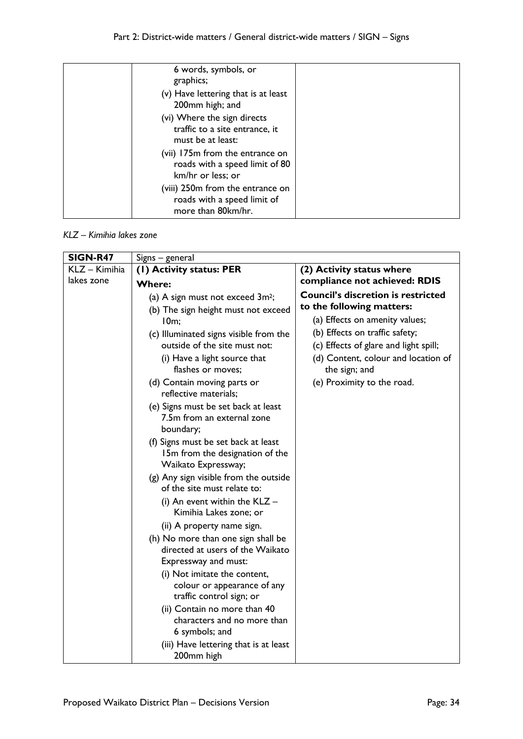| | | |
|---|---|---|
| | 6 words, symbols, or graphics;<br>(v) Have lettering that is at least 200mm high; and<br>(vi) Where the sign directs traffic to a site entrance, it must be at least:<br>(vii) 175m from the entrance on roads with a speed limit of 80 km/hr or less; or<br>(viii) 250m from the entrance on roads with a speed limit of more than 80km/hr. | |

*KLZ – Kimihia lakes zone*

| **SIGN-R47** | Signs – general | |
|---|---|---|
| KLZ – Kimihia lakes zone | **(1) Activity status: PER**<br>**Where:**<br>(a) A sign must not exceed $3m^2$;<br>(b) The sign height must not exceed 10m;<br>(c) Illuminated signs visible from the outside of the site must not:<br>(i) Have a light source that flashes or moves;<br>(d) Contain moving parts or reflective materials;<br>(e) Signs must be set back at least 7.5m from an external zone boundary;<br>(f) Signs must be set back at least 15m from the designation of the Waikato Expressway;<br>(g) Any sign visible from the outside of the site must relate to:<br>(i) An event within the KLZ – Kimihia Lakes zone; or<br>(ii) A property name sign.<br>(h) No more than one sign shall be directed at users of the Waikato Expressway and must:<br>(i) Not imitate the content, colour or appearance of any traffic control sign; or<br>(ii) Contain no more than 40 characters and no more than 6 symbols; and<br>(iii) Have lettering that is at least 200mm high | **(2) Activity status where compliance not achieved: RDIS**<br>**Council's discretion is restricted to the following matters:**<br>(a) Effects on amenity values;<br>(b) Effects on traffic safety;<br>(c) Effects of glare and light spill;<br>(d) Content, colour and location of the sign; and<br>(e) Proximity to the road. |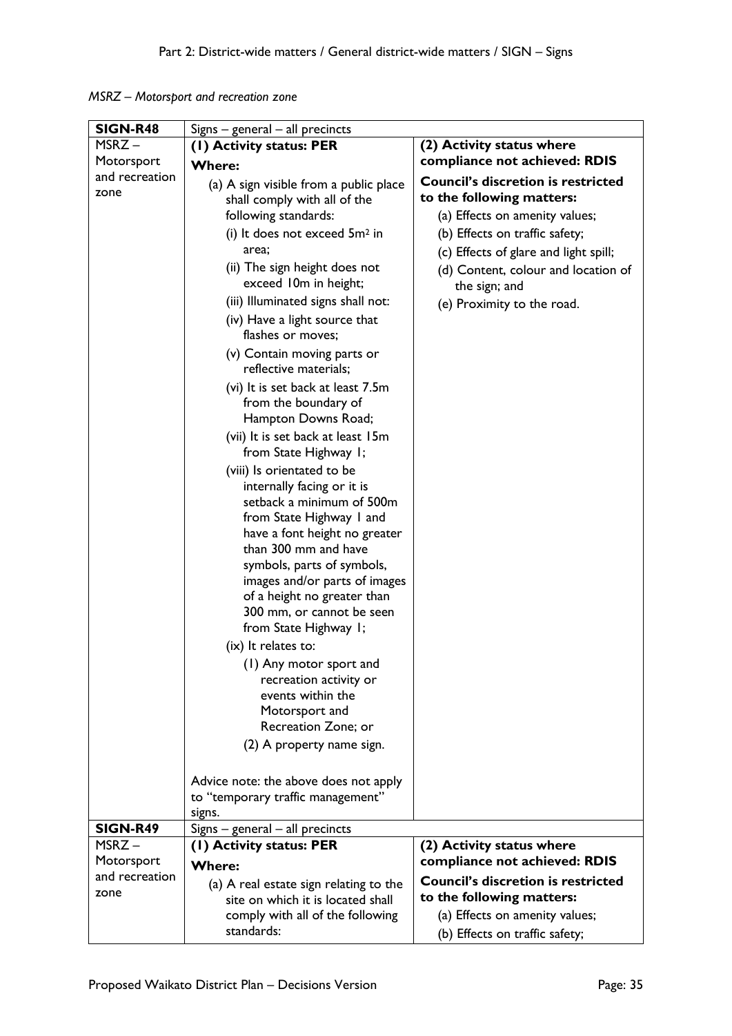*MSRZ – Motorsport and recreation zone*

| SIGN-R48 | Signs – general – all precincts | |
|---|---|---|
| MSRZ – Motorsport and recreation zone | **(1) Activity status: PER**<br>**Where:**<br>(a) A sign visible from a public place shall comply with all of the following standards:<br>(i) It does not exceed 5m² in area;<br>(ii) The sign height does not exceed 10m in height;<br>(iii) Illuminated signs shall not:<br>(iv) Have a light source that flashes or moves;<br>(v) Contain moving parts or reflective materials;<br>(vi) It is set back at least 7.5m from the boundary of Hampton Downs Road;<br>(vii) It is set back at least 15m from State Highway 1;<br>(viii) Is orientated to be internally facing or it is setback a minimum of 500m from State Highway 1 and have a font height no greater than 300 mm and have symbols, parts of symbols, images and/or parts of images of a height no greater than 300 mm, or cannot be seen from State Highway 1;<br>(ix) It relates to:<br>(1) Any motor sport and recreation activity or events within the Motorsport and Recreation Zone; or<br>(2) A property name sign.<br><br>Advice note: the above does not apply to "temporary traffic management" signs. | **(2) Activity status where compliance not achieved: RDIS**<br>**Council's discretion is restricted to the following matters:**<br>(a) Effects on amenity values;<br>(b) Effects on traffic safety;<br>(c) Effects of glare and light spill;<br>(d) Content, colour and location of the sign; and<br>(e) Proximity to the road. |
| **SIGN-R49** | Signs – general – all precincts | |
| MSRZ – Motorsport and recreation zone | **(1) Activity status: PER**<br>**Where:**<br>(a) A real estate sign relating to the site on which it is located shall comply with all of the following standards: | **(2) Activity status where compliance not achieved: RDIS**<br>**Council's discretion is restricted to the following matters:**<br>(a) Effects on amenity values;<br>(b) Effects on traffic safety; |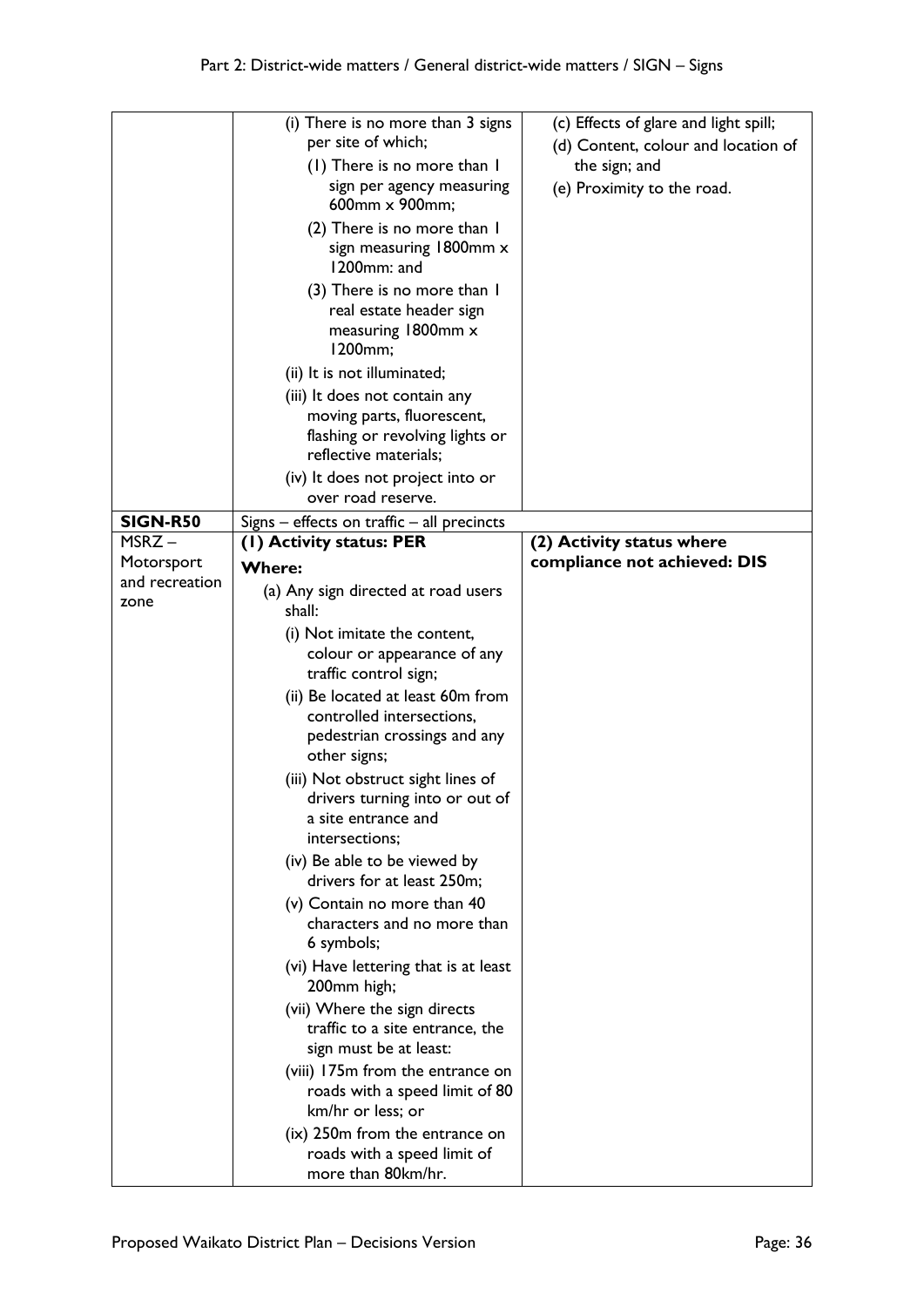| | | |
|---|---|---|
| | (i) There is no more than 3 signs per site of which;<br>(1) There is no more than 1 sign per agency measuring 600mm x 900mm;<br>(2) There is no more than 1 sign measuring 1800mm x 1200mm: and<br>(3) There is no more than 1 real estate header sign measuring 1800mm x 1200mm;<br>(ii) It is not illuminated;<br>(iii) It does not contain any moving parts, fluorescent, flashing or revolving lights or reflective materials;<br>(iv) It does not project into or over road reserve. | (c) Effects of glare and light spill;<br>(d) Content, colour and location of the sign; and<br>(e) Proximity to the road. |
| **SIGN-R50** | Signs – effects on traffic – all precincts | |
| MSRZ – Motorsport and recreation zone | **(1) Activity status: PER**<br>**Where:**<br>(a) Any sign directed at road users shall:<br>(i) Not imitate the content, colour or appearance of any traffic control sign;<br>(ii) Be located at least 60m from controlled intersections, pedestrian crossings and any other signs;<br>(iii) Not obstruct sight lines of drivers turning into or out of a site entrance and intersections;<br>(iv) Be able to be viewed by drivers for at least 250m;<br>(v) Contain no more than 40 characters and no more than 6 symbols;<br>(vi) Have lettering that is at least 200mm high;<br>(vii) Where the sign directs traffic to a site entrance, the sign must be at least:<br>(viii) 175m from the entrance on roads with a speed limit of 80 km/hr or less; or<br>(ix) 250m from the entrance on roads with a speed limit of more than 80km/hr. | **(2) Activity status where compliance not achieved: DIS** |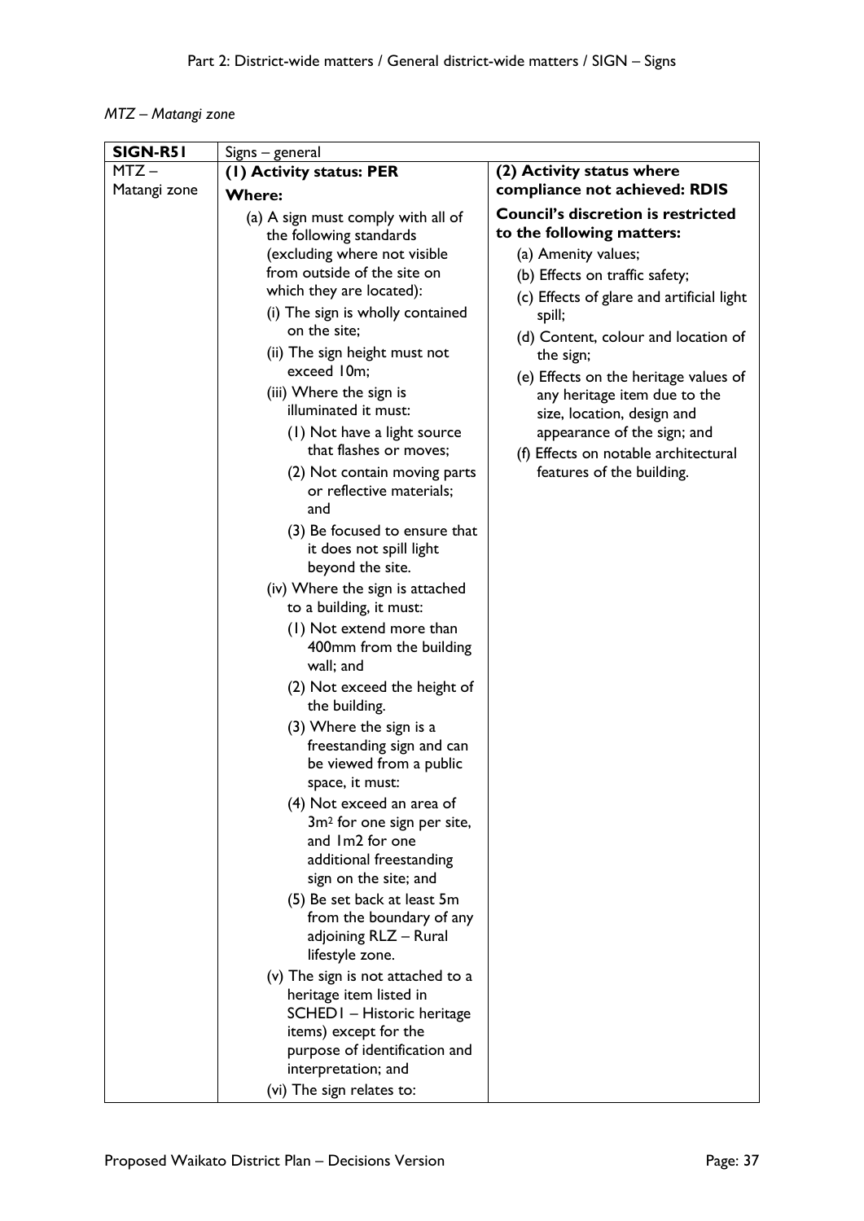*MTZ – Matangi zone*

| SIGN-R51 | Signs – general | |
|---|---|---|
| MTZ – Matangi zone | **(1) Activity status: PER**<br><br>**Where:**<br><br>(a) A sign must comply with all of the following standards (excluding where not visible from outside of the site on which they are located):<br>(i) The sign is wholly contained on the site;<br>(ii) The sign height must not exceed 10m;<br>(iii) Where the sign is illuminated it must:<br>(1) Not have a light source that flashes or moves;<br>(2) Not contain moving parts or reflective materials; and<br>(3) Be focused to ensure that it does not spill light beyond the site.<br>(iv) Where the sign is attached to a building, it must:<br>(1) Not extend more than 400mm from the building wall; and<br>(2) Not exceed the height of the building.<br>(3) Where the sign is a freestanding sign and can be viewed from a public space, it must:<br>(4) Not exceed an area of 3m² for one sign per site, and 1m2 for one additional freestanding sign on the site; and<br>(5) Be set back at least 5m from the boundary of any adjoining RLZ – Rural lifestyle zone.<br>(v) The sign is not attached to a heritage item listed in SCHED1 – Historic heritage items) except for the purpose of identification and interpretation; and<br>(vi) The sign relates to: | **(2) Activity status where compliance not achieved: RDIS**<br><br>**Council's discretion is restricted to the following matters:**<br><br>(a) Amenity values;<br>(b) Effects on traffic safety;<br>(c) Effects of glare and artificial light spill;<br>(d) Content, colour and location of the sign;<br>(e) Effects on the heritage values of any heritage item due to the size, location, design and appearance of the sign; and<br>(f) Effects on notable architectural features of the building. |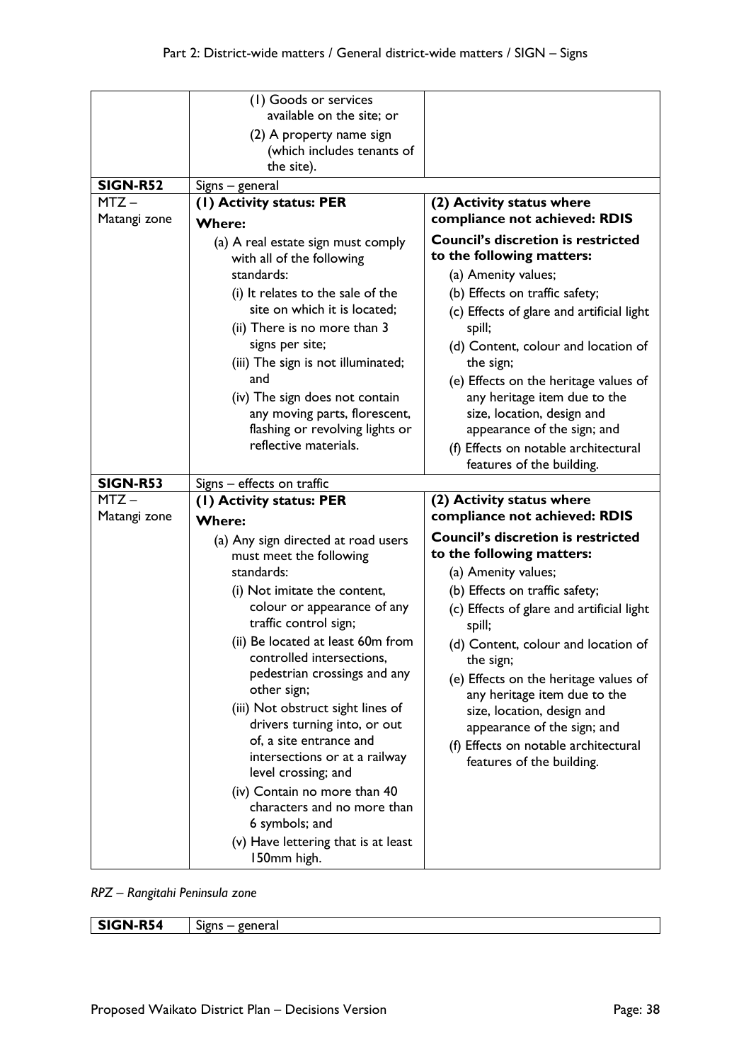| | | |
|---|---|---|
| | (1) Goods or services available on the site; or<br>(2) A property name sign (which includes tenants of the site). | |
| **SIGN-R52** | Signs – general | |
| MTZ – Matangi zone | **(1) Activity status: PER**<br>**Where:**<br>(a) A real estate sign must comply with all of the following standards:<br>(i) It relates to the sale of the site on which it is located;<br>(ii) There is no more than 3 signs per site;<br>(iii) The sign is not illuminated; and<br>(iv) The sign does not contain any moving parts, florescent, flashing or revolving lights or reflective materials. | **(2) Activity status where compliance not achieved: RDIS**<br>**Council's discretion is restricted to the following matters:**<br>(a) Amenity values;<br>(b) Effects on traffic safety;<br>(c) Effects of glare and artificial light spill;<br>(d) Content, colour and location of the sign;<br>(e) Effects on the heritage values of any heritage item due to the size, location, design and appearance of the sign; and<br>(f) Effects on notable architectural features of the building. |
| **SIGN-R53** | Signs – effects on traffic | |
| MTZ – Matangi zone | **(1) Activity status: PER**<br>**Where:**<br>(a) Any sign directed at road users must meet the following standards:<br>(i) Not imitate the content, colour or appearance of any traffic control sign;<br>(ii) Be located at least 60m from controlled intersections, pedestrian crossings and any other sign;<br>(iii) Not obstruct sight lines of drivers turning into, or out of, a site entrance and intersections or at a railway level crossing; and<br>(iv) Contain no more than 40 characters and no more than 6 symbols; and<br>(v) Have lettering that is at least 150mm high. | **(2) Activity status where compliance not achieved: RDIS**<br>**Council's discretion is restricted to the following matters:**<br>(a) Amenity values;<br>(b) Effects on traffic safety;<br>(c) Effects of glare and artificial light spill;<br>(d) Content, colour and location of the sign;<br>(e) Effects on the heritage values of any heritage item due to the size, location, design and appearance of the sign; and<br>(f) Effects on notable architectural features of the building. |

*RPZ – Rangitahi Peninsula zone*

| | |
|---|---|
| **SIGN-R54** | Signs – general |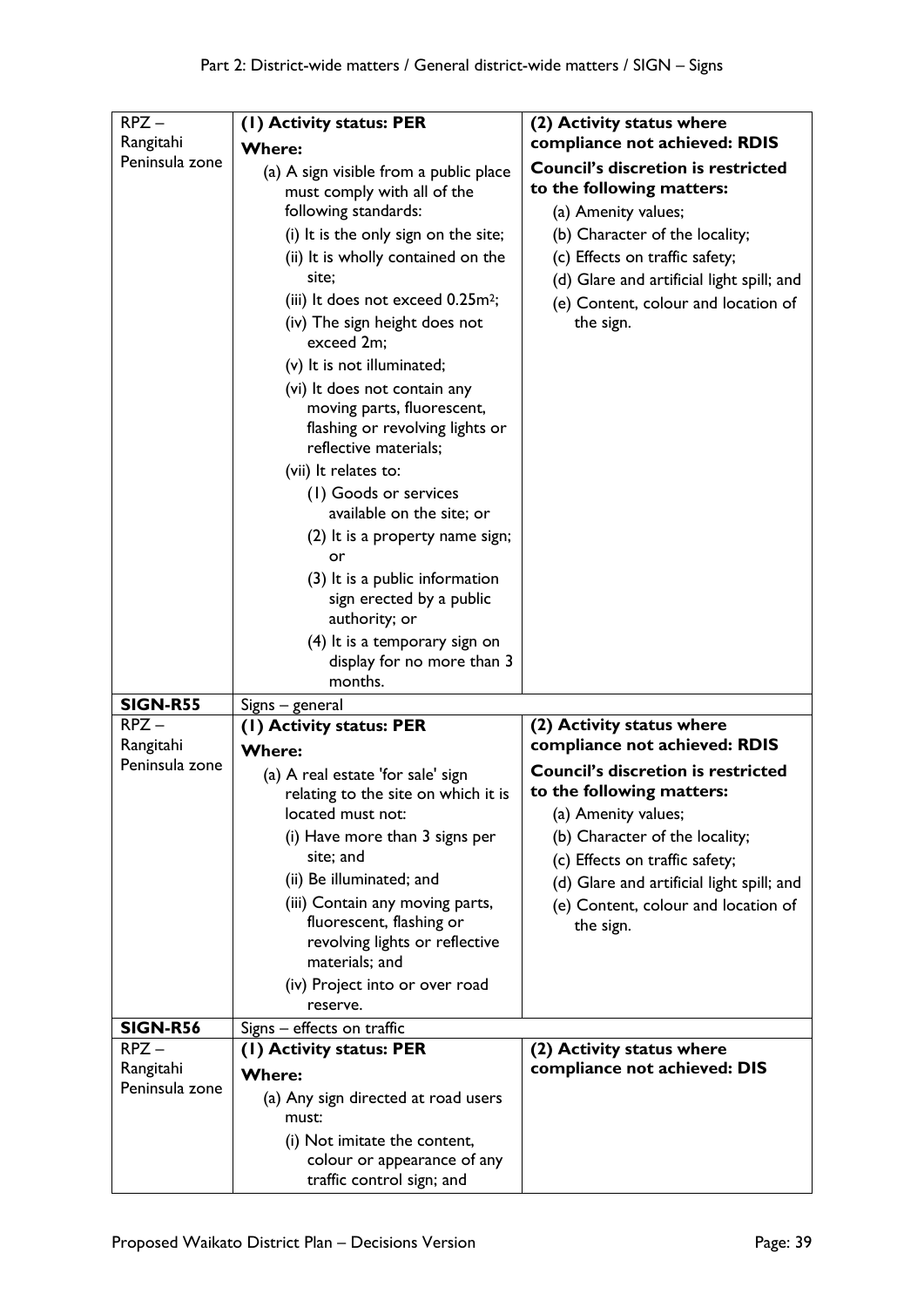| | | |
|---|---|---|
| RPZ – Rangitahi Peninsula zone | **(1) Activity status: PER**<br>**Where:**<br>(a) A sign visible from a public place must comply with all of the following standards:<br>(i) It is the only sign on the site;<br>(ii) It is wholly contained on the site;<br>(iii) It does not exceed 0.25m²;<br>(iv) The sign height does not exceed 2m;<br>(v) It is not illuminated;<br>(vi) It does not contain any moving parts, fluorescent, flashing or revolving lights or reflective materials;<br>(vii) It relates to:<br>(1) Goods or services available on the site; or<br>(2) It is a property name sign; or<br>(3) It is a public information sign erected by a public authority; or<br>(4) It is a temporary sign on display for no more than 3 months. | **(2) Activity status where compliance not achieved: RDIS**<br>**Council's discretion is restricted to the following matters:**<br>(a) Amenity values;<br>(b) Character of the locality;<br>(c) Effects on traffic safety;<br>(d) Glare and artificial light spill; and<br>(e) Content, colour and location of the sign. |
| **SIGN-R55** | Signs – general | |
| RPZ – Rangitahi Peninsula zone | **(1) Activity status: PER**<br>**Where:**<br>(a) A real estate 'for sale' sign relating to the site on which it is located must not:<br>(i) Have more than 3 signs per site; and<br>(ii) Be illuminated; and<br>(iii) Contain any moving parts, fluorescent, flashing or revolving lights or reflective materials; and<br>(iv) Project into or over road reserve. | **(2) Activity status where compliance not achieved: RDIS**<br>**Council's discretion is restricted to the following matters:**<br>(a) Amenity values;<br>(b) Character of the locality;<br>(c) Effects on traffic safety;<br>(d) Glare and artificial light spill; and<br>(e) Content, colour and location of the sign. |
| **SIGN-R56** | Signs – effects on traffic | |
| RPZ – Rangitahi Peninsula zone | **(1) Activity status: PER**<br>**Where:**<br>(a) Any sign directed at road users must:<br>(i) Not imitate the content, colour or appearance of any traffic control sign; and | **(2) Activity status where compliance not achieved: DIS** |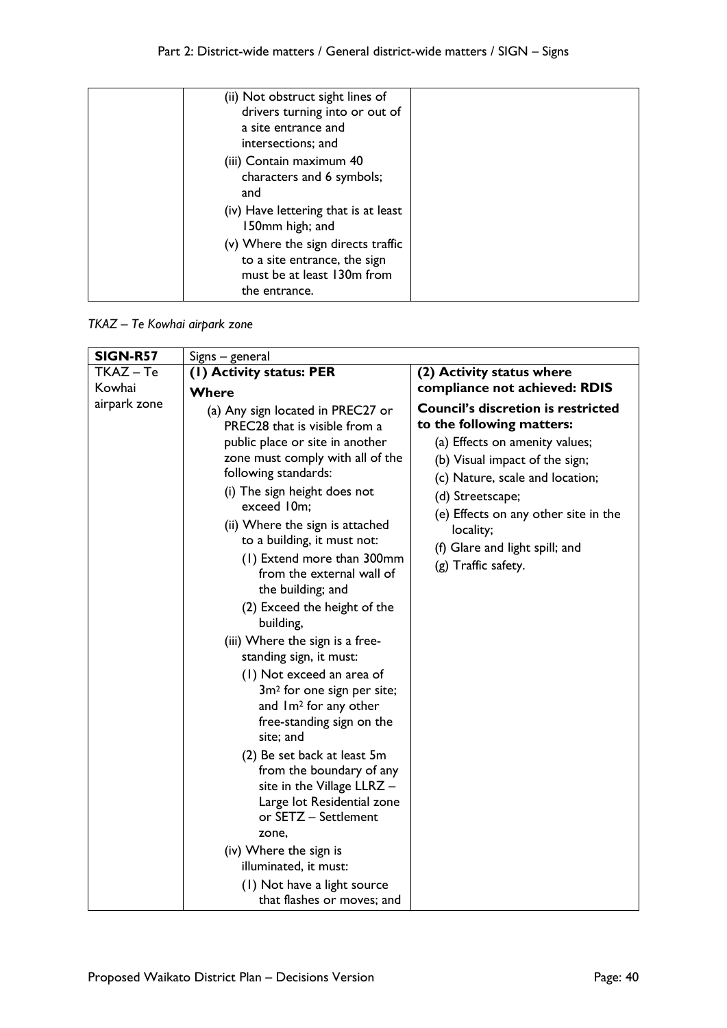| | | |
|---|---|---|
| | (ii) Not obstruct sight lines of drivers turning into or out of a site entrance and intersections; and<br>(iii) Contain maximum 40 characters and 6 symbols; and<br>(iv) Have lettering that is at least 150mm high; and<br>(v) Where the sign directs traffic to a site entrance, the sign must be at least 130m from the entrance. | |

*TKAZ – Te Kowhai airpark zone*

| **SIGN-R57** | Signs – general | |
|---|---|---|
| TKAZ – Te Kowhai airpark zone | **(1) Activity status: PER**<br>**Where**<br>(a) Any sign located in PREC27 or PREC28 that is visible from a public place or site in another zone must comply with all of the following standards:<br>(i) The sign height does not exceed 10m;<br>(ii) Where the sign is attached to a building, it must not:<br>(1) Extend more than 300mm from the external wall of the building; and<br>(2) Exceed the height of the building,<br>(iii) Where the sign is a free-standing sign, it must:<br>(1) Not exceed an area of $3m^2$ for one sign per site; and $1m^2$ for any other free-standing sign on the site; and<br>(2) Be set back at least 5m from the boundary of any site in the Village LLRZ – Large lot Residential zone or SETZ – Settlement zone,<br>(iv) Where the sign is illuminated, it must:<br>(1) Not have a light source that flashes or moves; and | **(2) Activity status where compliance not achieved: RDIS**<br>**Council's discretion is restricted to the following matters:**<br>(a) Effects on amenity values;<br>(b) Visual impact of the sign;<br>(c) Nature, scale and location;<br>(d) Streetscape;<br>(e) Effects on any other site in the locality;<br>(f) Glare and light spill; and<br>(g) Traffic safety. |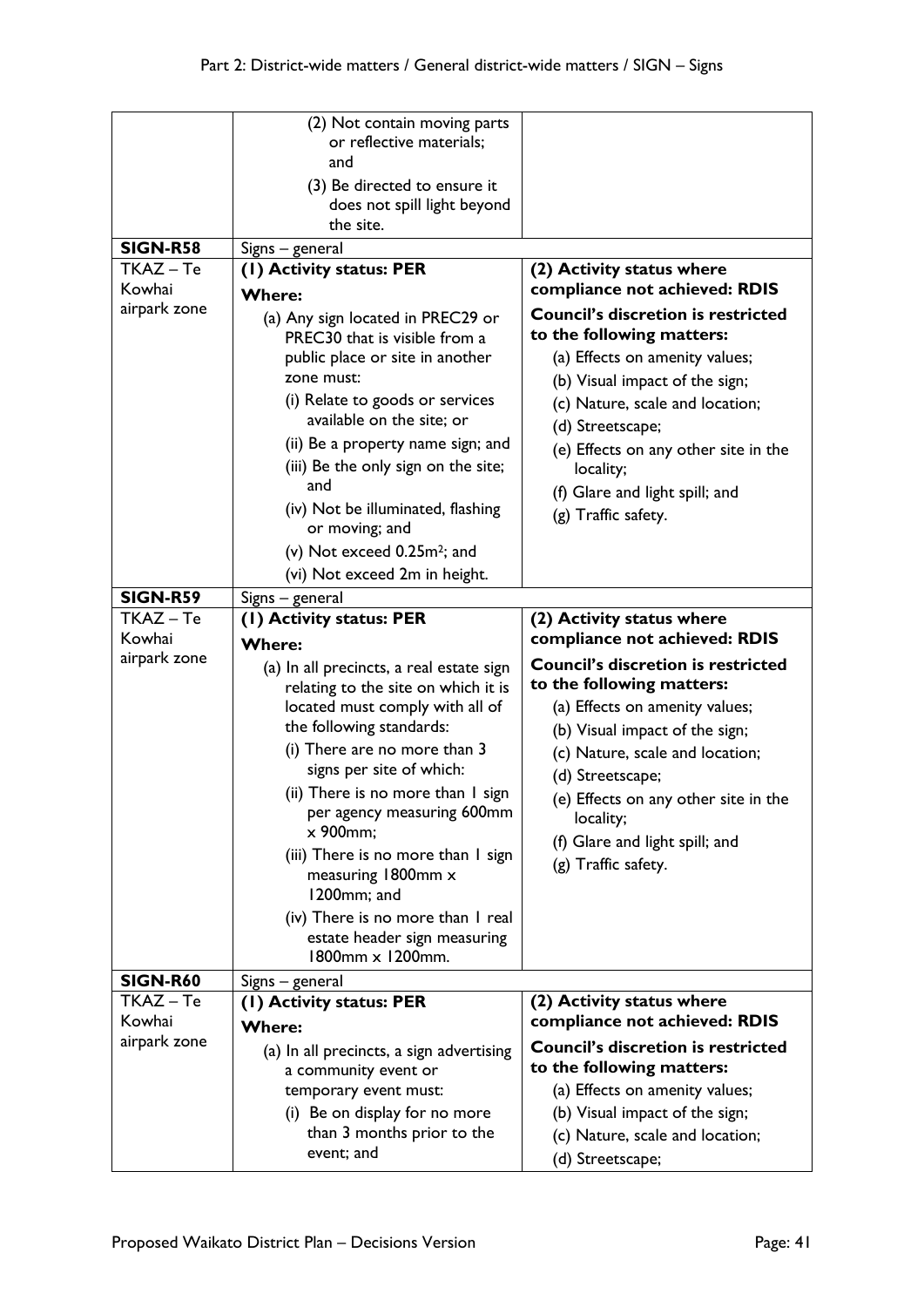| | | |
|---|---|---|
| | (2) Not contain moving parts or reflective materials; and<br>(3) Be directed to ensure it does not spill light beyond the site. | |
| **SIGN-R58** | Signs – general | |
| TKAZ – Te Kowhai airpark zone | **(1) Activity status: PER**<br>**Where:**<br>(a) Any sign located in PREC29 or PREC30 that is visible from a public place or site in another zone must:<br>(i) Relate to goods or services available on the site; or<br>(ii) Be a property name sign; and<br>(iii) Be the only sign on the site; and<br>(iv) Not be illuminated, flashing or moving; and<br>(v) Not exceed 0.25m$^2$; and<br>(vi) Not exceed 2m in height. | **(2) Activity status where compliance not achieved: RDIS**<br>**Council's discretion is restricted to the following matters:**<br>(a) Effects on amenity values;<br>(b) Visual impact of the sign;<br>(c) Nature, scale and location;<br>(d) Streetscape;<br>(e) Effects on any other site in the locality;<br>(f) Glare and light spill; and<br>(g) Traffic safety. |
| **SIGN-R59** | Signs – general | |
| TKAZ – Te Kowhai airpark zone | **(1) Activity status: PER**<br>**Where:**<br>(a) In all precincts, a real estate sign relating to the site on which it is located must comply with all of the following standards:<br>(i) There are no more than 3 signs per site of which:<br>(ii) There is no more than 1 sign per agency measuring 600mm x 900mm;<br>(iii) There is no more than 1 sign measuring 1800mm x 1200mm; and<br>(iv) There is no more than 1 real estate header sign measuring 1800mm x 1200mm. | **(2) Activity status where compliance not achieved: RDIS**<br>**Council's discretion is restricted to the following matters:**<br>(a) Effects on amenity values;<br>(b) Visual impact of the sign;<br>(c) Nature, scale and location;<br>(d) Streetscape;<br>(e) Effects on any other site in the locality;<br>(f) Glare and light spill; and<br>(g) Traffic safety. |
| **SIGN-R60** | Signs – general | |
| TKAZ – Te Kowhai airpark zone | **(1) Activity status: PER**<br>**Where:**<br>(a) In all precincts, a sign advertising a community event or temporary event must:<br>(i) Be on display for no more than 3 months prior to the event; and | **(2) Activity status where compliance not achieved: RDIS**<br>**Council's discretion is restricted to the following matters:**<br>(a) Effects on amenity values;<br>(b) Visual impact of the sign;<br>(c) Nature, scale and location;<br>(d) Streetscape; |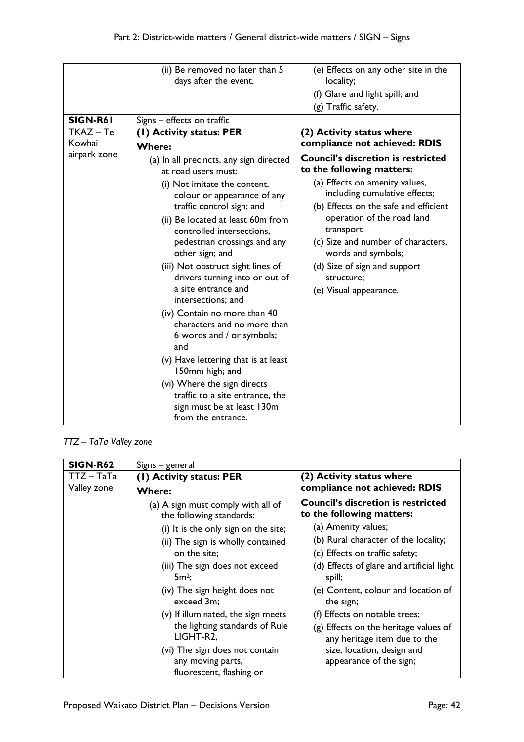| | | |
|---|---|---|
| | (ii) Be removed no later than 5 days after the event. | (e) Effects on any other site in the locality;<br>(f) Glare and light spill; and<br>(g) Traffic safety. |
| **SIGN-R61** | Signs – effects on traffic | |
| TKAZ – Te Kowhai airpark zone | **(1) Activity status: PER**<br>**Where:**<br>(a) In all precincts, any sign directed at road users must:<br>(i) Not imitate the content, colour or appearance of any traffic control sign; and<br>(ii) Be located at least 60m from controlled intersections, pedestrian crossings and any other sign; and<br>(iii) Not obstruct sight lines of drivers turning into or out of a site entrance and intersections; and<br>(iv) Contain no more than 40 characters and no more than 6 words and / or symbols; and<br>(v) Have lettering that is at least 150mm high; and<br>(vi) Where the sign directs traffic to a site entrance, the sign must be at least 130m from the entrance. | **(2) Activity status where compliance not achieved: RDIS**<br>**Council's discretion is restricted to the following matters:**<br>(a) Effects on amenity values, including cumulative effects;<br>(b) Effects on the safe and efficient operation of the road land transport<br>(c) Size and number of characters, words and symbols;<br>(d) Size of sign and support structure;<br>(e) Visual appearance. |

*TTZ – TaTa Valley zone*

| | | |
|---|---|---|
| **SIGN-R62** | Signs – general | |
| TTZ – TaTa Valley zone | **(1) Activity status: PER**<br>**Where:**<br>(a) A sign must comply with all of the following standards:<br>(i) It is the only sign on the site;<br>(ii) The sign is wholly contained on the site;<br>(iii) The sign does not exceed $5m^2$;<br>(iv) The sign height does not exceed 3m;<br>(v) If illuminated, the sign meets the lighting standards of Rule LIGHT-R2,<br>(vi) The sign does not contain any moving parts, fluorescent, flashing or | **(2) Activity status where compliance not achieved: RDIS**<br>**Council's discretion is restricted to the following matters:**<br>(a) Amenity values;<br>(b) Rural character of the locality;<br>(c) Effects on traffic safety;<br>(d) Effects of glare and artificial light spill;<br>(e) Content, colour and location of the sign;<br>(f) Effects on notable trees;<br>(g) Effects on the heritage values of any heritage item due to the size, location, design and appearance of the sign; |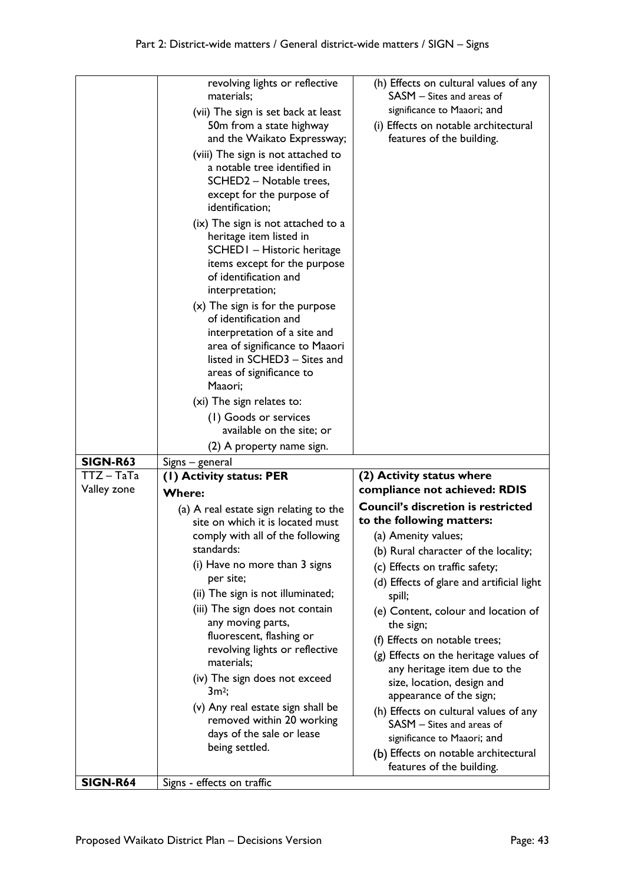| | | |
|---|---|---|
| | revolving lights or reflective materials;<br>(vii) The sign is set back at least 50m from a state highway and the Waikato Expressway;<br>(viii) The sign is not attached to a notable tree identified in SCHED2 – Notable trees, except for the purpose of identification;<br>(ix) The sign is not attached to a heritage item listed in SCHED1 – Historic heritage items except for the purpose of identification and interpretation;<br>(x) The sign is for the purpose of identification and interpretation of a site and area of significance to Maaori listed in SCHED3 – Sites and areas of significance to Maaori;<br>(xi) The sign relates to:<br>(1) Goods or services available on the site; or<br>(2) A property name sign. | (h) Effects on cultural values of any SASM – Sites and areas of significance to Maaori; and<br>(i) Effects on notable architectural features of the building. |
| **SIGN-R63** | Signs – general | |
| TTZ – TaTa Valley zone | **(1) Activity status: PER**<br>**Where:**<br>(a) A real estate sign relating to the site on which it is located must comply with all of the following standards:<br>(i) Have no more than 3 signs per site;<br>(ii) The sign is not illuminated;<br>(iii) The sign does not contain any moving parts, fluorescent, flashing or revolving lights or reflective materials;<br>(iv) The sign does not exceed 3m²;<br>(v) Any real estate sign shall be removed within 20 working days of the sale or lease being settled. | **(2) Activity status where compliance not achieved: RDIS**<br>**Council's discretion is restricted to the following matters:**<br>(a) Amenity values;<br>(b) Rural character of the locality;<br>(c) Effects on traffic safety;<br>(d) Effects of glare and artificial light spill;<br>(e) Content, colour and location of the sign;<br>(f) Effects on notable trees;<br>(g) Effects on the heritage values of any heritage item due to the size, location, design and appearance of the sign;<br>(h) Effects on cultural values of any SASM – Sites and areas of significance to Maaori; and<br>(b) Effects on notable architectural features of the building. |
| **SIGN-R64** | Signs - effects on traffic | |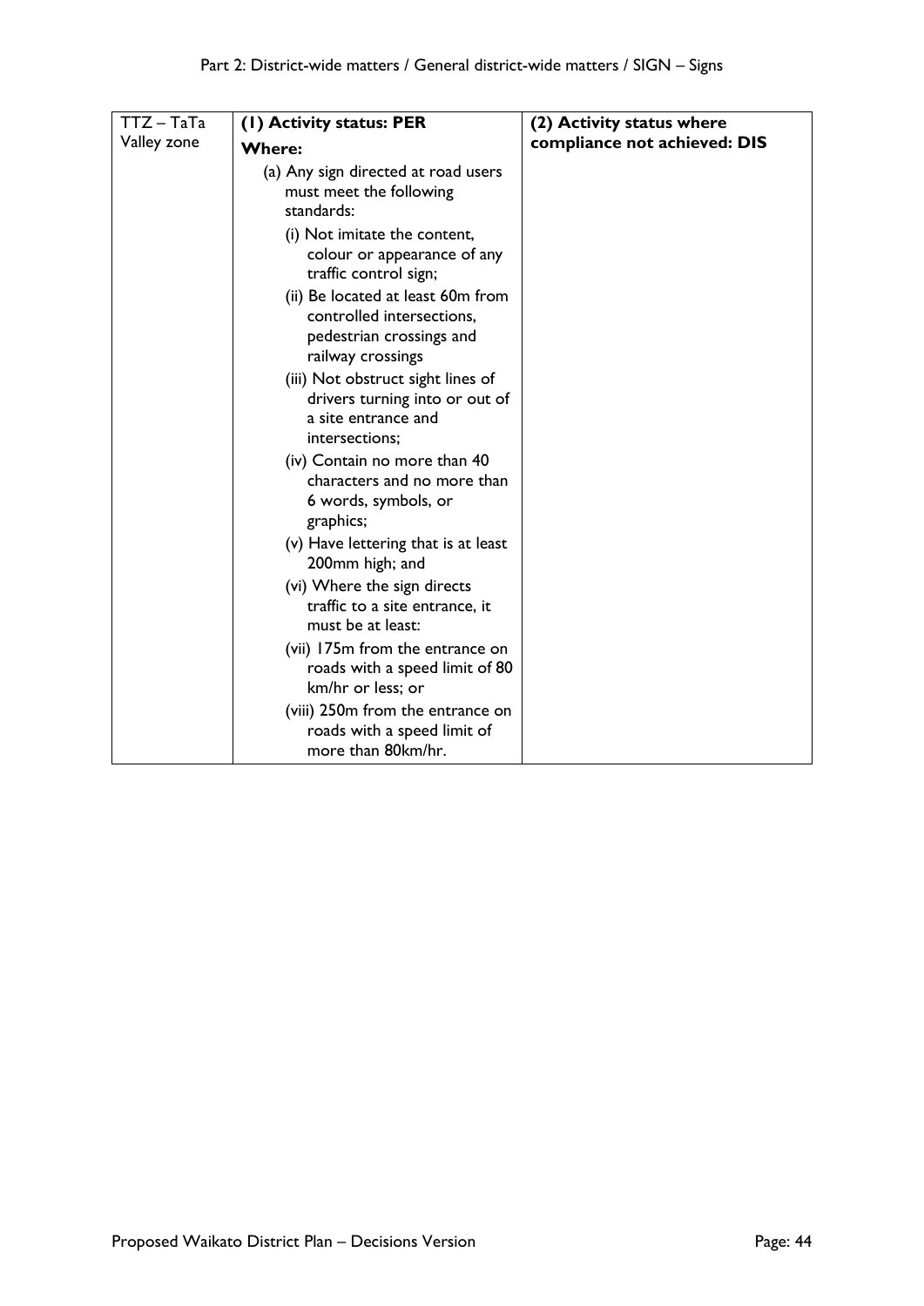| | | |
|---|---|---|
| TTZ – TaTa Valley zone | **(1) Activity status: PER**<br>**Where:**<br>(a) Any sign directed at road users must meet the following standards:<br>(i) Not imitate the content, colour or appearance of any traffic control sign;<br>(ii) Be located at least 60m from controlled intersections, pedestrian crossings and railway crossings<br>(iii) Not obstruct sight lines of drivers turning into or out of a site entrance and intersections;<br>(iv) Contain no more than 40 characters and no more than 6 words, symbols, or graphics;<br>(v) Have lettering that is at least 200mm high; and<br>(vi) Where the sign directs traffic to a site entrance, it must be at least:<br>(vii) 175m from the entrance on roads with a speed limit of 80 km/hr or less; or<br>(viii) 250m from the entrance on roads with a speed limit of more than 80km/hr. | **(2) Activity status where compliance not achieved: DIS** |